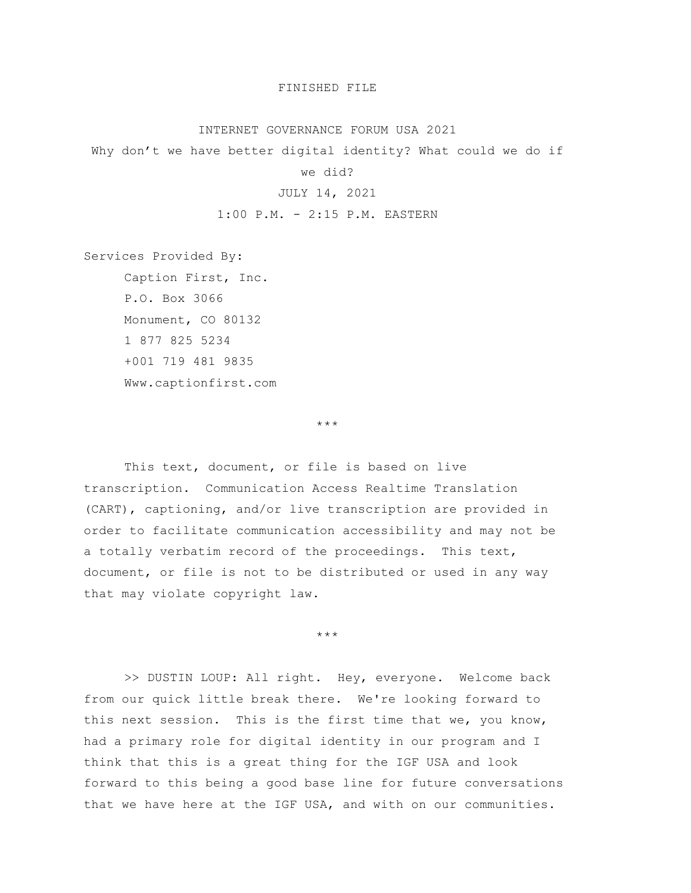FINISHED FILE

# INTERNET GOVERNANCE FORUM USA 2021

## Why don't we have better digital identity? What could we do if we did?

JULY 14, 2021

1:00 P.M. - 2:15 P.M. EASTERN

Services Provided By:

Caption First, Inc.
P.O. Box 3066
Monument, CO 80132
1 877 825 5234
+001 719 481 9835
Www.captionfirst.com

***

This text, document, or file is based on live transcription. Communication Access Realtime Translation (CART), captioning, and/or live transcription are provided in order to facilitate communication accessibility and may not be a totally verbatim record of the proceedings. This text, document, or file is not to be distributed or used in any way that may violate copyright law.

***

>> DUSTIN LOUP: All right. Hey, everyone. Welcome back from our quick little break there. We're looking forward to this next session. This is the first time that we, you know, had a primary role for digital identity in our program and I think that this is a great thing for the IGF USA and look forward to this being a good base line for future conversations that we have here at the IGF USA, and with on our communities.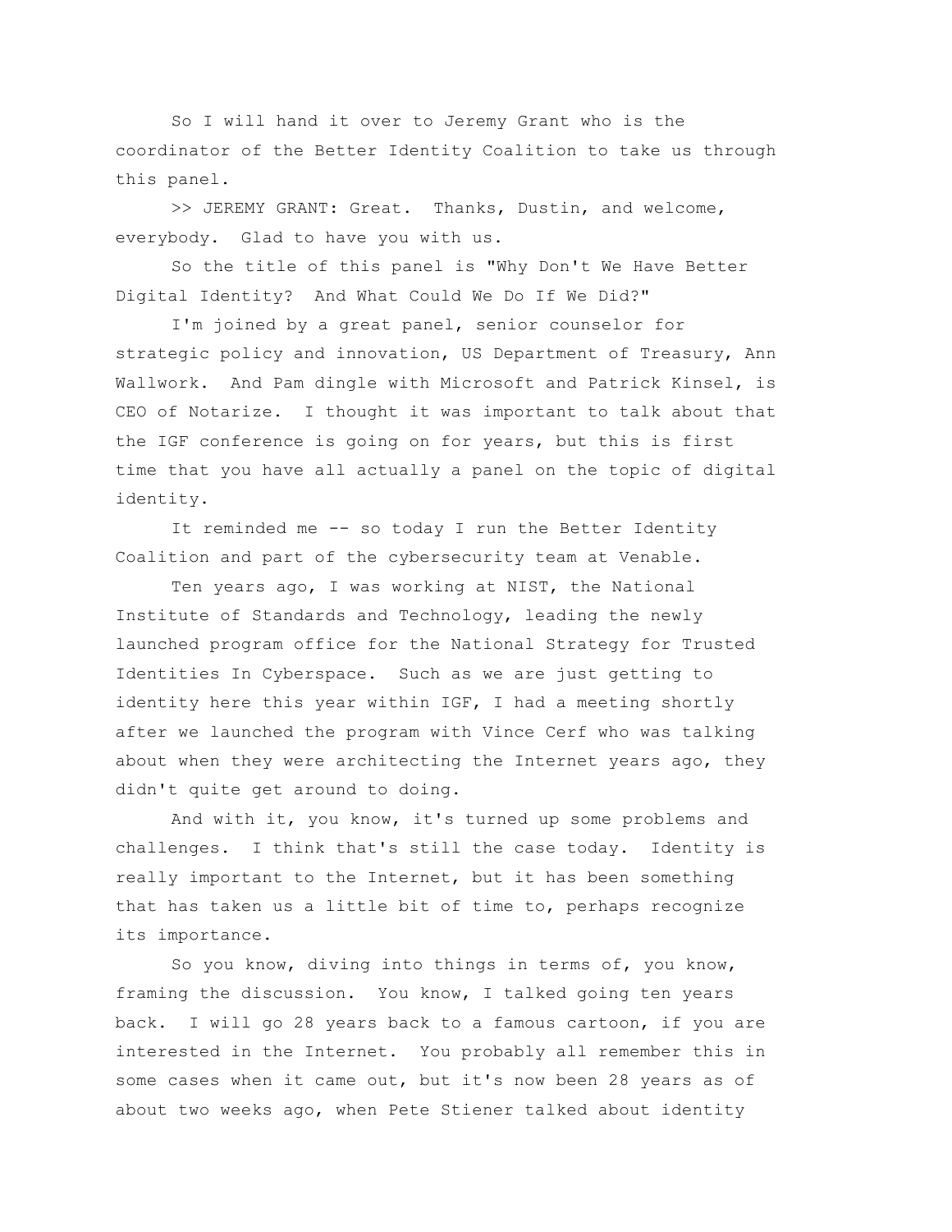So I will hand it over to Jeremy Grant who is the coordinator of the Better Identity Coalition to take us through this panel.

>> JEREMY GRANT: Great. Thanks, Dustin, and welcome, everybody. Glad to have you with us.

So the title of this panel is "Why Don't We Have Better Digital Identity? And What Could We Do If We Did?"

I'm joined by a great panel, senior counselor for strategic policy and innovation, US Department of Treasury, Ann Wallwork. And Pam dingle with Microsoft and Patrick Kinsel, is CEO of Notarize. I thought it was important to talk about that the IGF conference is going on for years, but this is first time that you have all actually a panel on the topic of digital identity.

It reminded me -- so today I run the Better Identity Coalition and part of the cybersecurity team at Venable.

Ten years ago, I was working at NIST, the National Institute of Standards and Technology, leading the newly launched program office for the National Strategy for Trusted Identities In Cyberspace. Such as we are just getting to identity here this year within IGF, I had a meeting shortly after we launched the program with Vince Cerf who was talking about when they were architecting the Internet years ago, they didn't quite get around to doing.

And with it, you know, it's turned up some problems and challenges. I think that's still the case today. Identity is really important to the Internet, but it has been something that has taken us a little bit of time to, perhaps recognize its importance.

So you know, diving into things in terms of, you know, framing the discussion. You know, I talked going ten years back. I will go 28 years back to a famous cartoon, if you are interested in the Internet. You probably all remember this in some cases when it came out, but it's now been 28 years as of about two weeks ago, when Pete Stiener talked about identity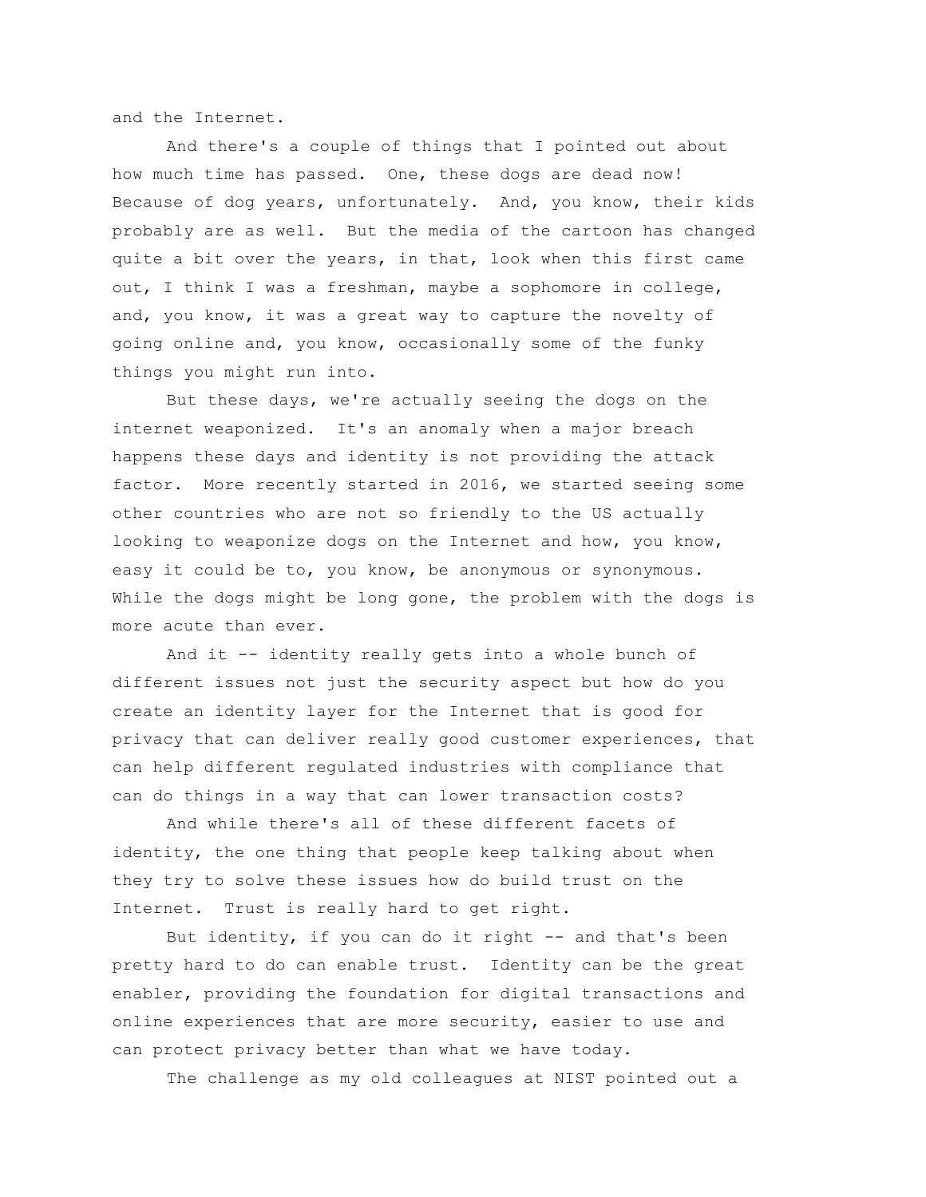and the Internet.

And there's a couple of things that I pointed out about how much time has passed. One, these dogs are dead now! Because of dog years, unfortunately. And, you know, their kids probably are as well. But the media of the cartoon has changed quite a bit over the years, in that, look when this first came out, I think I was a freshman, maybe a sophomore in college, and, you know, it was a great way to capture the novelty of going online and, you know, occasionally some of the funky things you might run into.

But these days, we're actually seeing the dogs on the internet weaponized. It's an anomaly when a major breach happens these days and identity is not providing the attack factor. More recently started in 2016, we started seeing some other countries who are not so friendly to the US actually looking to weaponize dogs on the Internet and how, you know, easy it could be to, you know, be anonymous or synonymous. While the dogs might be long gone, the problem with the dogs is more acute than ever.

And it -- identity really gets into a whole bunch of different issues not just the security aspect but how do you create an identity layer for the Internet that is good for privacy that can deliver really good customer experiences, that can help different regulated industries with compliance that can do things in a way that can lower transaction costs?

And while there's all of these different facets of identity, the one thing that people keep talking about when they try to solve these issues how do build trust on the Internet. Trust is really hard to get right.

But identity, if you can do it right -- and that's been pretty hard to do can enable trust. Identity can be the great enabler, providing the foundation for digital transactions and online experiences that are more security, easier to use and can protect privacy better than what we have today.

The challenge as my old colleagues at NIST pointed out a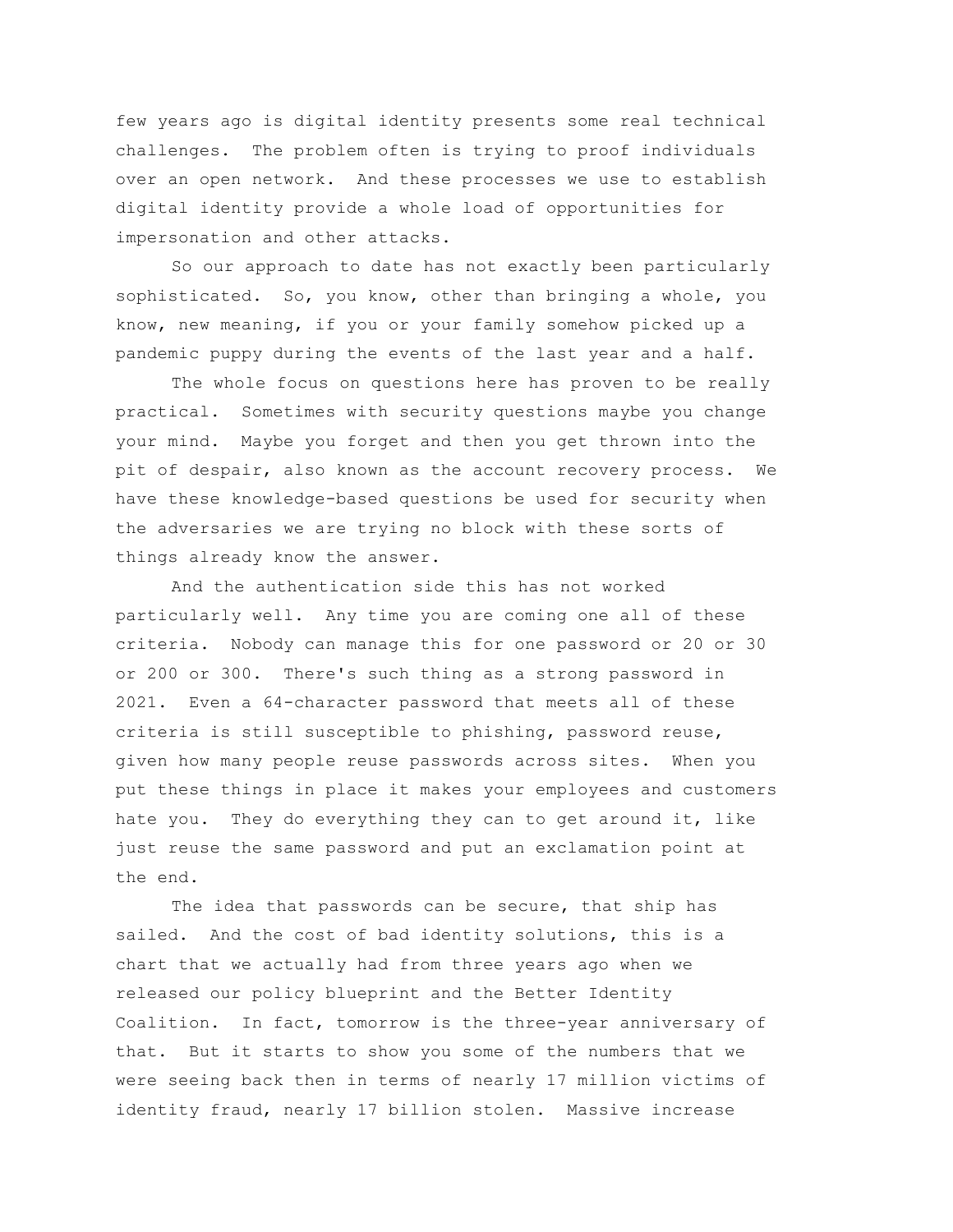few years ago is digital identity presents some real technical challenges. The problem often is trying to proof individuals over an open network. And these processes we use to establish digital identity provide a whole load of opportunities for impersonation and other attacks.

So our approach to date has not exactly been particularly sophisticated. So, you know, other than bringing a whole, you know, new meaning, if you or your family somehow picked up a pandemic puppy during the events of the last year and a half.

The whole focus on questions here has proven to be really practical. Sometimes with security questions maybe you change your mind. Maybe you forget and then you get thrown into the pit of despair, also known as the account recovery process. We have these knowledge-based questions be used for security when the adversaries we are trying no block with these sorts of things already know the answer.

And the authentication side this has not worked particularly well. Any time you are coming one all of these criteria. Nobody can manage this for one password or 20 or 30 or 200 or 300. There's such thing as a strong password in 2021. Even a 64-character password that meets all of these criteria is still susceptible to phishing, password reuse, given how many people reuse passwords across sites. When you put these things in place it makes your employees and customers hate you. They do everything they can to get around it, like just reuse the same password and put an exclamation point at the end.

The idea that passwords can be secure, that ship has sailed. And the cost of bad identity solutions, this is a chart that we actually had from three years ago when we released our policy blueprint and the Better Identity Coalition. In fact, tomorrow is the three-year anniversary of that. But it starts to show you some of the numbers that we were seeing back then in terms of nearly 17 million victims of identity fraud, nearly 17 billion stolen. Massive increase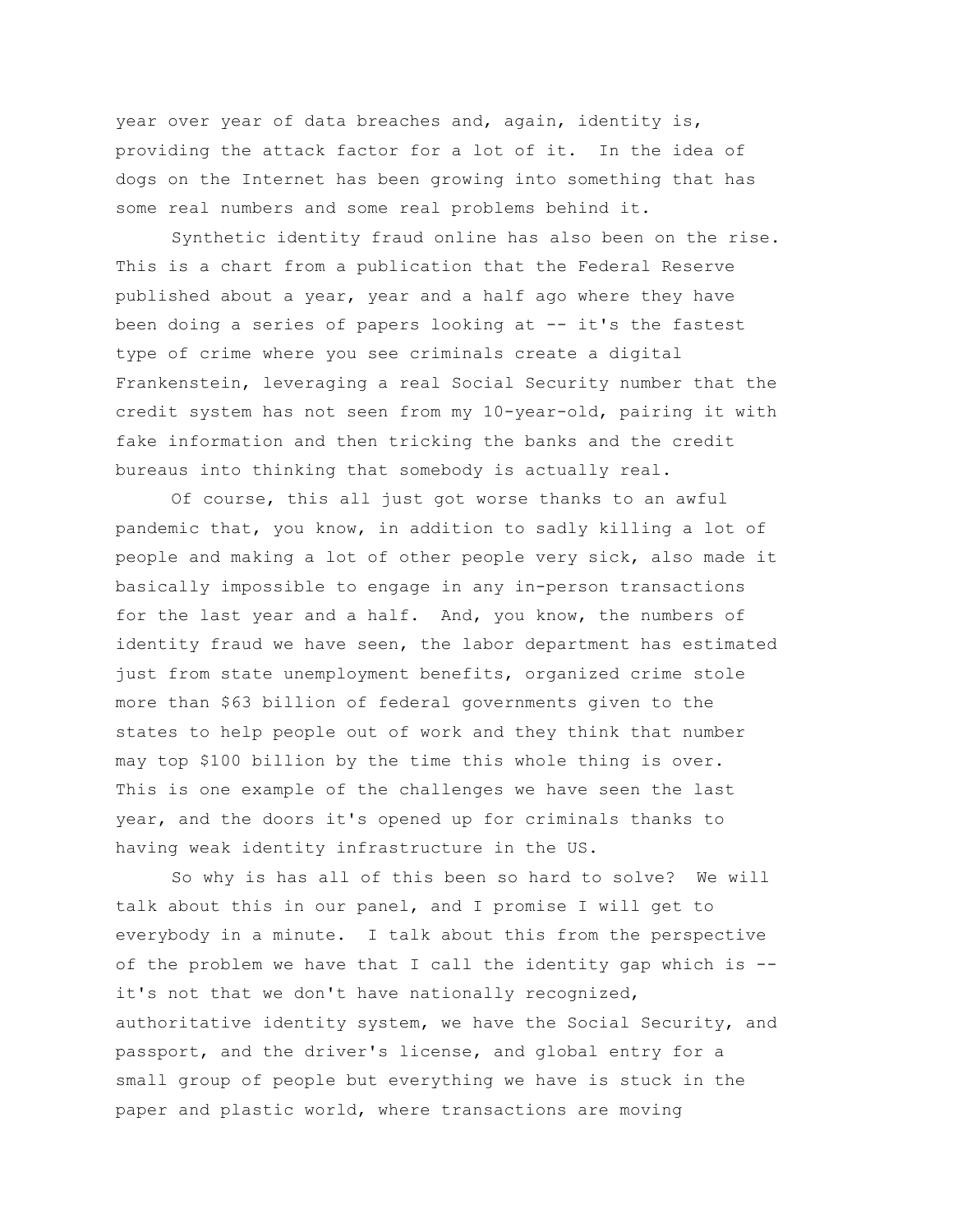year over year of data breaches and, again, identity is, providing the attack factor for a lot of it. In the idea of dogs on the Internet has been growing into something that has some real numbers and some real problems behind it.

Synthetic identity fraud online has also been on the rise. This is a chart from a publication that the Federal Reserve published about a year, year and a half ago where they have been doing a series of papers looking at -- it's the fastest type of crime where you see criminals create a digital Frankenstein, leveraging a real Social Security number that the credit system has not seen from my 10-year-old, pairing it with fake information and then tricking the banks and the credit bureaus into thinking that somebody is actually real.

Of course, this all just got worse thanks to an awful pandemic that, you know, in addition to sadly killing a lot of people and making a lot of other people very sick, also made it basically impossible to engage in any in-person transactions for the last year and a half. And, you know, the numbers of identity fraud we have seen, the labor department has estimated just from state unemployment benefits, organized crime stole more than $63 billion of federal governments given to the states to help people out of work and they think that number may top $100 billion by the time this whole thing is over. This is one example of the challenges we have seen the last year, and the doors it's opened up for criminals thanks to having weak identity infrastructure in the US.

So why is has all of this been so hard to solve? We will talk about this in our panel, and I promise I will get to everybody in a minute. I talk about this from the perspective of the problem we have that I call the identity gap which is -- it's not that we don't have nationally recognized, authoritative identity system, we have the Social Security, and passport, and the driver's license, and global entry for a small group of people but everything we have is stuck in the paper and plastic world, where transactions are moving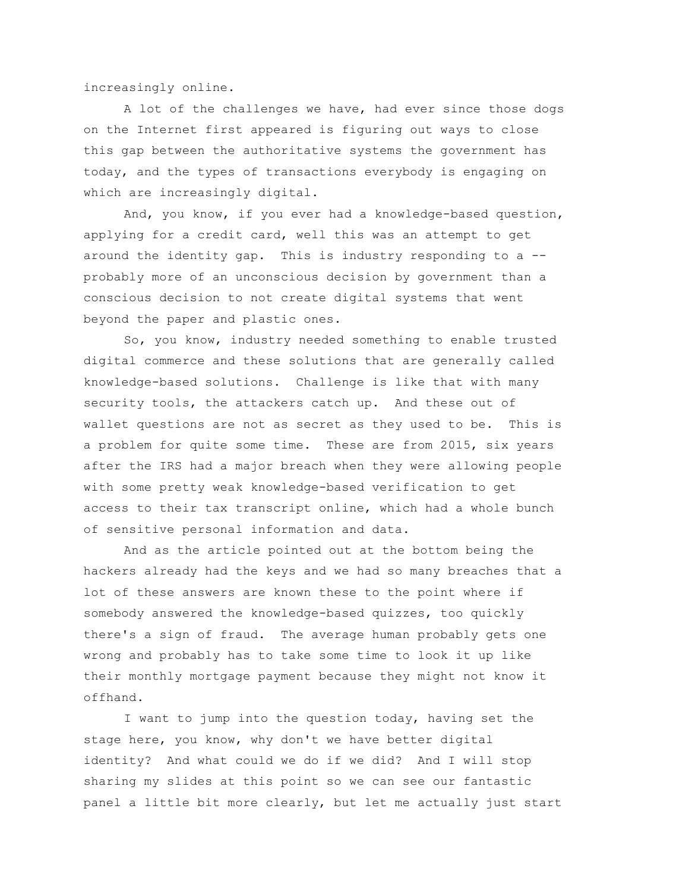increasingly online.

A lot of the challenges we have, had ever since those dogs on the Internet first appeared is figuring out ways to close this gap between the authoritative systems the government has today, and the types of transactions everybody is engaging on which are increasingly digital.

And, you know, if you ever had a knowledge-based question, applying for a credit card, well this was an attempt to get around the identity gap. This is industry responding to a -- probably more of an unconscious decision by government than a conscious decision to not create digital systems that went beyond the paper and plastic ones.

So, you know, industry needed something to enable trusted digital commerce and these solutions that are generally called knowledge-based solutions. Challenge is like that with many security tools, the attackers catch up. And these out of wallet questions are not as secret as they used to be. This is a problem for quite some time. These are from 2015, six years after the IRS had a major breach when they were allowing people with some pretty weak knowledge-based verification to get access to their tax transcript online, which had a whole bunch of sensitive personal information and data.

And as the article pointed out at the bottom being the hackers already had the keys and we had so many breaches that a lot of these answers are known these to the point where if somebody answered the knowledge-based quizzes, too quickly there's a sign of fraud. The average human probably gets one wrong and probably has to take some time to look it up like their monthly mortgage payment because they might not know it offhand.

I want to jump into the question today, having set the stage here, you know, why don't we have better digital identity? And what could we do if we did? And I will stop sharing my slides at this point so we can see our fantastic panel a little bit more clearly, but let me actually just start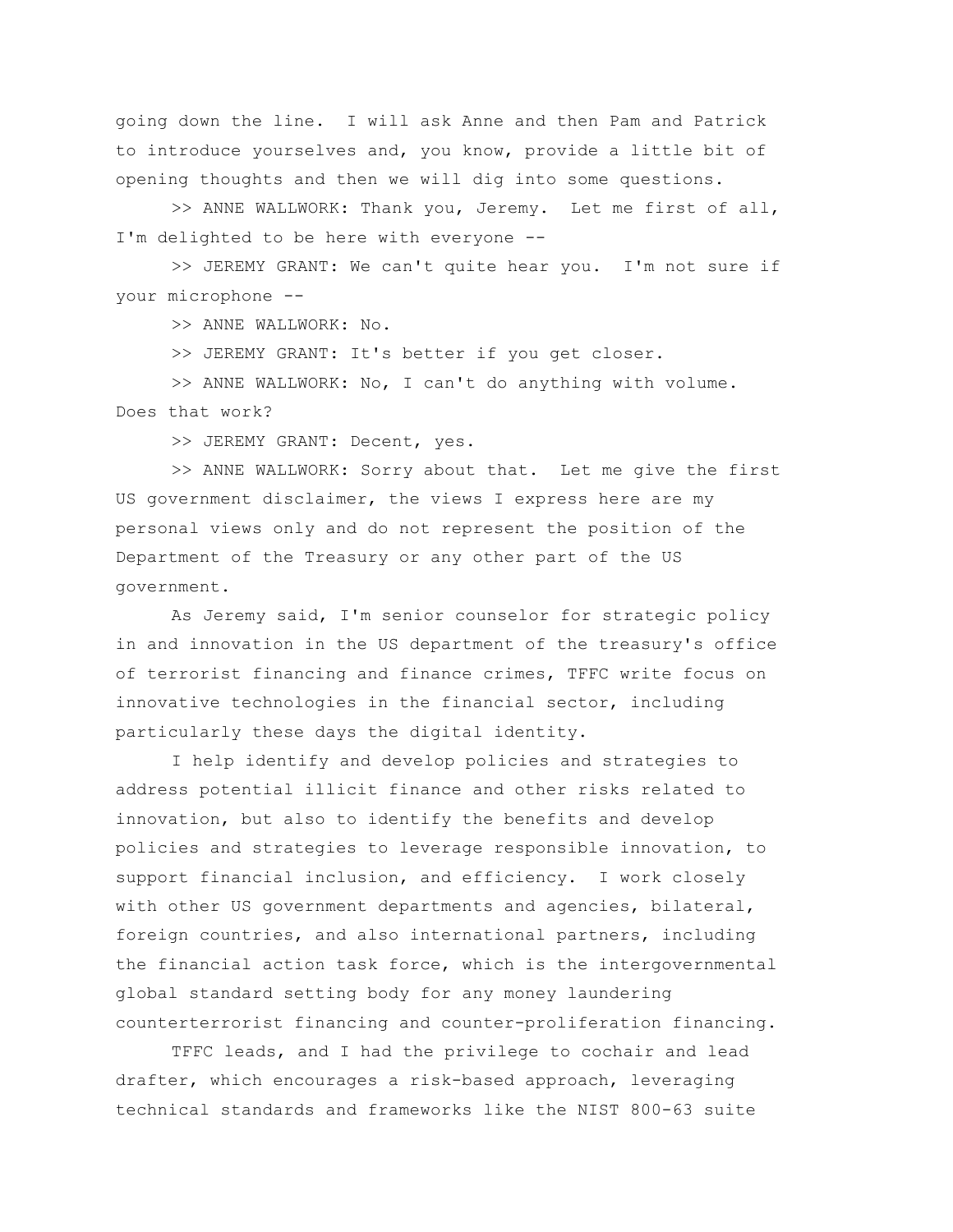going down the line. I will ask Anne and then Pam and Patrick to introduce yourselves and, you know, provide a little bit of opening thoughts and then we will dig into some questions.

>> ANNE WALLWORK: Thank you, Jeremy. Let me first of all, I'm delighted to be here with everyone --

>> JEREMY GRANT: We can't quite hear you. I'm not sure if your microphone --

>> ANNE WALLWORK: No.

>> JEREMY GRANT: It's better if you get closer.

>> ANNE WALLWORK: No, I can't do anything with volume. Does that work?

>> JEREMY GRANT: Decent, yes.

>> ANNE WALLWORK: Sorry about that. Let me give the first US government disclaimer, the views I express here are my personal views only and do not represent the position of the Department of the Treasury or any other part of the US government.

As Jeremy said, I'm senior counselor for strategic policy in and innovation in the US department of the treasury's office of terrorist financing and finance crimes, TFFC write focus on innovative technologies in the financial sector, including particularly these days the digital identity.

I help identify and develop policies and strategies to address potential illicit finance and other risks related to innovation, but also to identify the benefits and develop policies and strategies to leverage responsible innovation, to support financial inclusion, and efficiency. I work closely with other US government departments and agencies, bilateral, foreign countries, and also international partners, including the financial action task force, which is the intergovernmental global standard setting body for any money laundering counterterrorist financing and counter-proliferation financing.

TFFC leads, and I had the privilege to cochair and lead drafter, which encourages a risk-based approach, leveraging technical standards and frameworks like the NIST 800-63 suite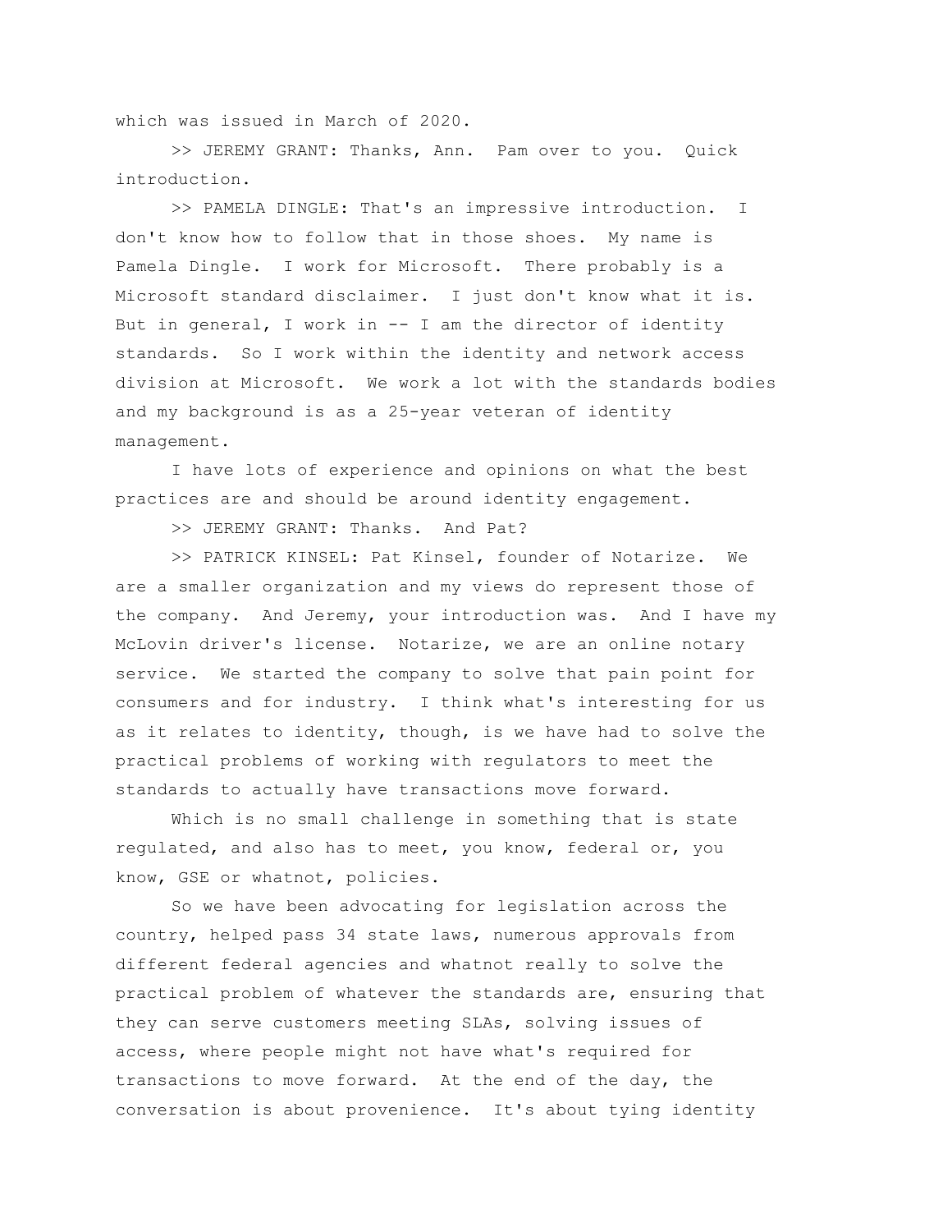which was issued in March of 2020.

>> JEREMY GRANT: Thanks, Ann. Pam over to you. Quick introduction.

>> PAMELA DINGLE: That's an impressive introduction. I don't know how to follow that in those shoes. My name is Pamela Dingle. I work for Microsoft. There probably is a Microsoft standard disclaimer. I just don't know what it is. But in general, I work in -- I am the director of identity standards. So I work within the identity and network access division at Microsoft. We work a lot with the standards bodies and my background is as a 25-year veteran of identity management.

I have lots of experience and opinions on what the best practices are and should be around identity engagement.

>> JEREMY GRANT: Thanks. And Pat?

>> PATRICK KINSEL: Pat Kinsel, founder of Notarize. We are a smaller organization and my views do represent those of the company. And Jeremy, your introduction was. And I have my McLovin driver's license. Notarize, we are an online notary service. We started the company to solve that pain point for consumers and for industry. I think what's interesting for us as it relates to identity, though, is we have had to solve the practical problems of working with regulators to meet the standards to actually have transactions move forward.

Which is no small challenge in something that is state regulated, and also has to meet, you know, federal or, you know, GSE or whatnot, policies.

So we have been advocating for legislation across the country, helped pass 34 state laws, numerous approvals from different federal agencies and whatnot really to solve the practical problem of whatever the standards are, ensuring that they can serve customers meeting SLAs, solving issues of access, where people might not have what's required for transactions to move forward. At the end of the day, the conversation is about provenience. It's about tying identity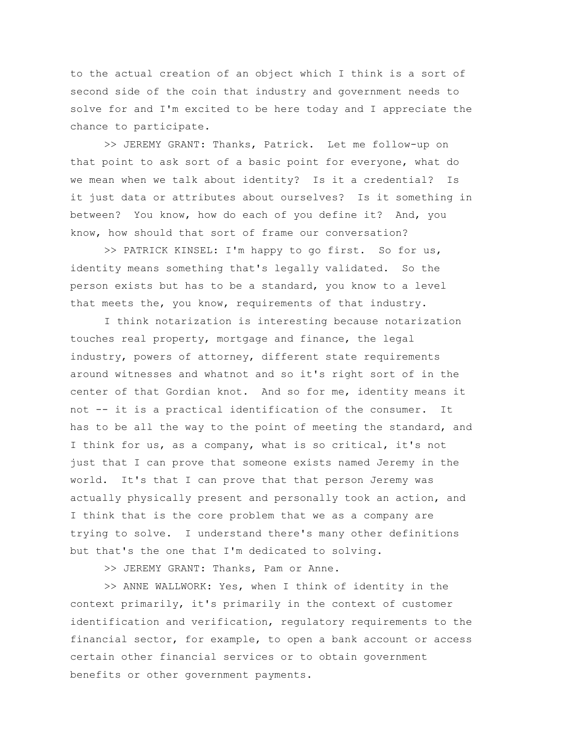to the actual creation of an object which I think is a sort of second side of the coin that industry and government needs to solve for and I'm excited to be here today and I appreciate the chance to participate.

>> JEREMY GRANT: Thanks, Patrick. Let me follow-up on that point to ask sort of a basic point for everyone, what do we mean when we talk about identity? Is it a credential? Is it just data or attributes about ourselves? Is it something in between? You know, how do each of you define it? And, you know, how should that sort of frame our conversation?

>> PATRICK KINSEL: I'm happy to go first. So for us, identity means something that's legally validated. So the person exists but has to be a standard, you know to a level that meets the, you know, requirements of that industry.

I think notarization is interesting because notarization touches real property, mortgage and finance, the legal industry, powers of attorney, different state requirements around witnesses and whatnot and so it's right sort of in the center of that Gordian knot. And so for me, identity means it not -- it is a practical identification of the consumer. It has to be all the way to the point of meeting the standard, and I think for us, as a company, what is so critical, it's not just that I can prove that someone exists named Jeremy in the world. It's that I can prove that that person Jeremy was actually physically present and personally took an action, and I think that is the core problem that we as a company are trying to solve. I understand there's many other definitions but that's the one that I'm dedicated to solving.

>> JEREMY GRANT: Thanks, Pam or Anne.

>> ANNE WALLWORK: Yes, when I think of identity in the context primarily, it's primarily in the context of customer identification and verification, regulatory requirements to the financial sector, for example, to open a bank account or access certain other financial services or to obtain government benefits or other government payments.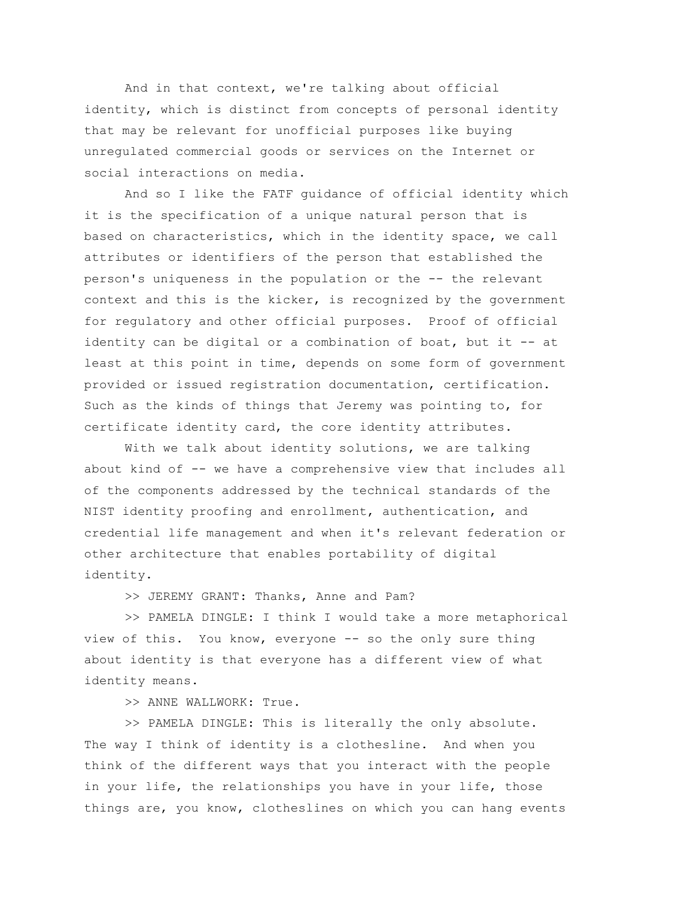And in that context, we're talking about official identity, which is distinct from concepts of personal identity that may be relevant for unofficial purposes like buying unregulated commercial goods or services on the Internet or social interactions on media.

And so I like the FATF guidance of official identity which it is the specification of a unique natural person that is based on characteristics, which in the identity space, we call attributes or identifiers of the person that established the person's uniqueness in the population or the -- the relevant context and this is the kicker, is recognized by the government for regulatory and other official purposes. Proof of official identity can be digital or a combination of boat, but it -- at least at this point in time, depends on some form of government provided or issued registration documentation, certification. Such as the kinds of things that Jeremy was pointing to, for certificate identity card, the core identity attributes.

With we talk about identity solutions, we are talking about kind of -- we have a comprehensive view that includes all of the components addressed by the technical standards of the NIST identity proofing and enrollment, authentication, and credential life management and when it's relevant federation or other architecture that enables portability of digital identity.

>> JEREMY GRANT: Thanks, Anne and Pam?

>> PAMELA DINGLE: I think I would take a more metaphorical view of this. You know, everyone -- so the only sure thing about identity is that everyone has a different view of what identity means.

>> ANNE WALLWORK: True.

>> PAMELA DINGLE: This is literally the only absolute. The way I think of identity is a clothesline. And when you think of the different ways that you interact with the people in your life, the relationships you have in your life, those things are, you know, clotheslines on which you can hang events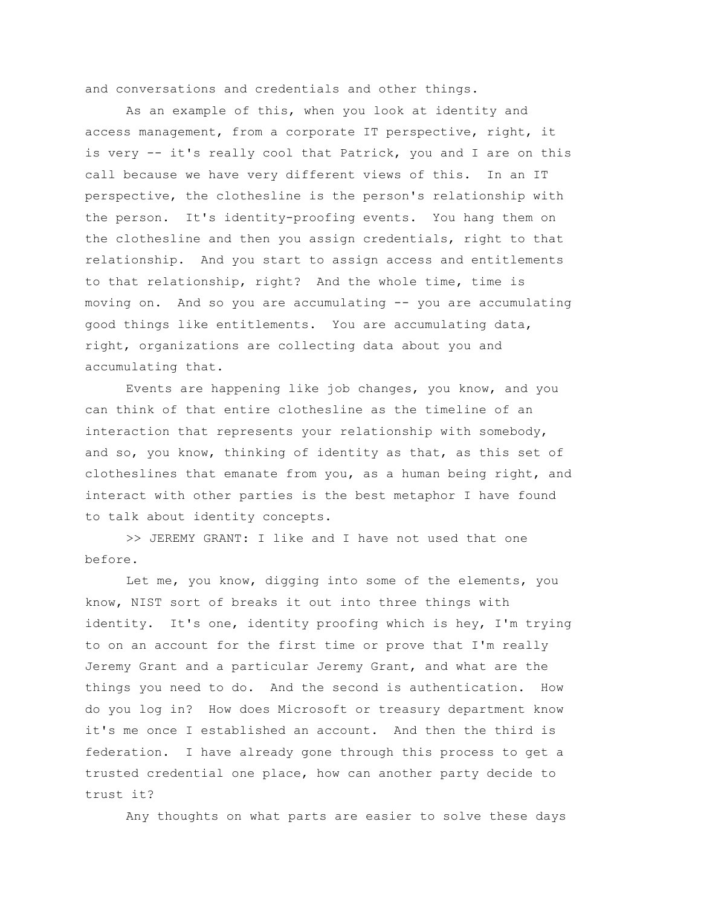and conversations and credentials and other things.

As an example of this, when you look at identity and access management, from a corporate IT perspective, right, it is very -- it's really cool that Patrick, you and I are on this call because we have very different views of this. In an IT perspective, the clothesline is the person's relationship with the person. It's identity-proofing events. You hang them on the clothesline and then you assign credentials, right to that relationship. And you start to assign access and entitlements to that relationship, right? And the whole time, time is moving on. And so you are accumulating -- you are accumulating good things like entitlements. You are accumulating data, right, organizations are collecting data about you and accumulating that.

Events are happening like job changes, you know, and you can think of that entire clothesline as the timeline of an interaction that represents your relationship with somebody, and so, you know, thinking of identity as that, as this set of clotheslines that emanate from you, as a human being right, and interact with other parties is the best metaphor I have found to talk about identity concepts.

>> JEREMY GRANT: I like and I have not used that one before.

Let me, you know, digging into some of the elements, you know, NIST sort of breaks it out into three things with identity. It's one, identity proofing which is hey, I'm trying to on an account for the first time or prove that I'm really Jeremy Grant and a particular Jeremy Grant, and what are the things you need to do. And the second is authentication. How do you log in? How does Microsoft or treasury department know it's me once I established an account. And then the third is federation. I have already gone through this process to get a trusted credential one place, how can another party decide to trust it?

Any thoughts on what parts are easier to solve these days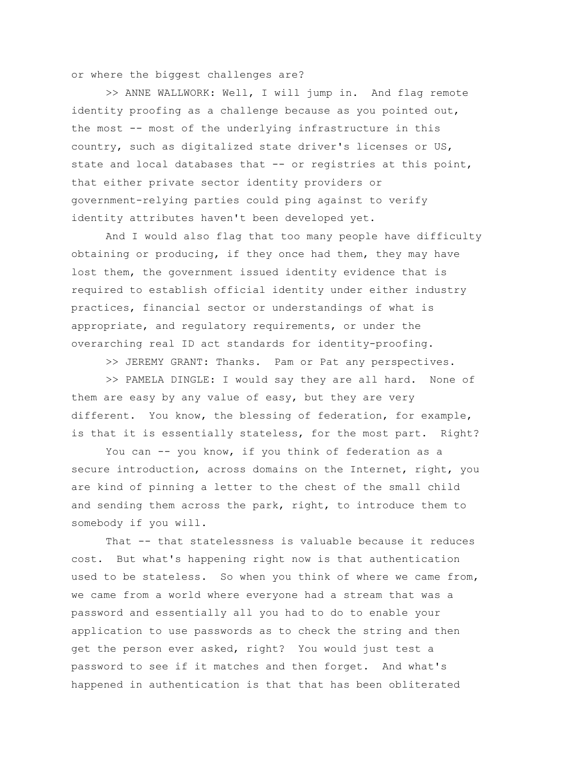or where the biggest challenges are?

>> ANNE WALLWORK: Well, I will jump in. And flag remote identity proofing as a challenge because as you pointed out, the most -- most of the underlying infrastructure in this country, such as digitalized state driver's licenses or US, state and local databases that -- or registries at this point, that either private sector identity providers or government-relying parties could ping against to verify identity attributes haven't been developed yet.

And I would also flag that too many people have difficulty obtaining or producing, if they once had them, they may have lost them, the government issued identity evidence that is required to establish official identity under either industry practices, financial sector or understandings of what is appropriate, and regulatory requirements, or under the overarching real ID act standards for identity-proofing.

>> JEREMY GRANT: Thanks. Pam or Pat any perspectives.

>> PAMELA DINGLE: I would say they are all hard. None of them are easy by any value of easy, but they are very different. You know, the blessing of federation, for example, is that it is essentially stateless, for the most part. Right?

You can -- you know, if you think of federation as a secure introduction, across domains on the Internet, right, you are kind of pinning a letter to the chest of the small child and sending them across the park, right, to introduce them to somebody if you will.

That -- that statelessness is valuable because it reduces cost. But what's happening right now is that authentication used to be stateless. So when you think of where we came from, we came from a world where everyone had a stream that was a password and essentially all you had to do to enable your application to use passwords as to check the string and then get the person ever asked, right? You would just test a password to see if it matches and then forget. And what's happened in authentication is that that has been obliterated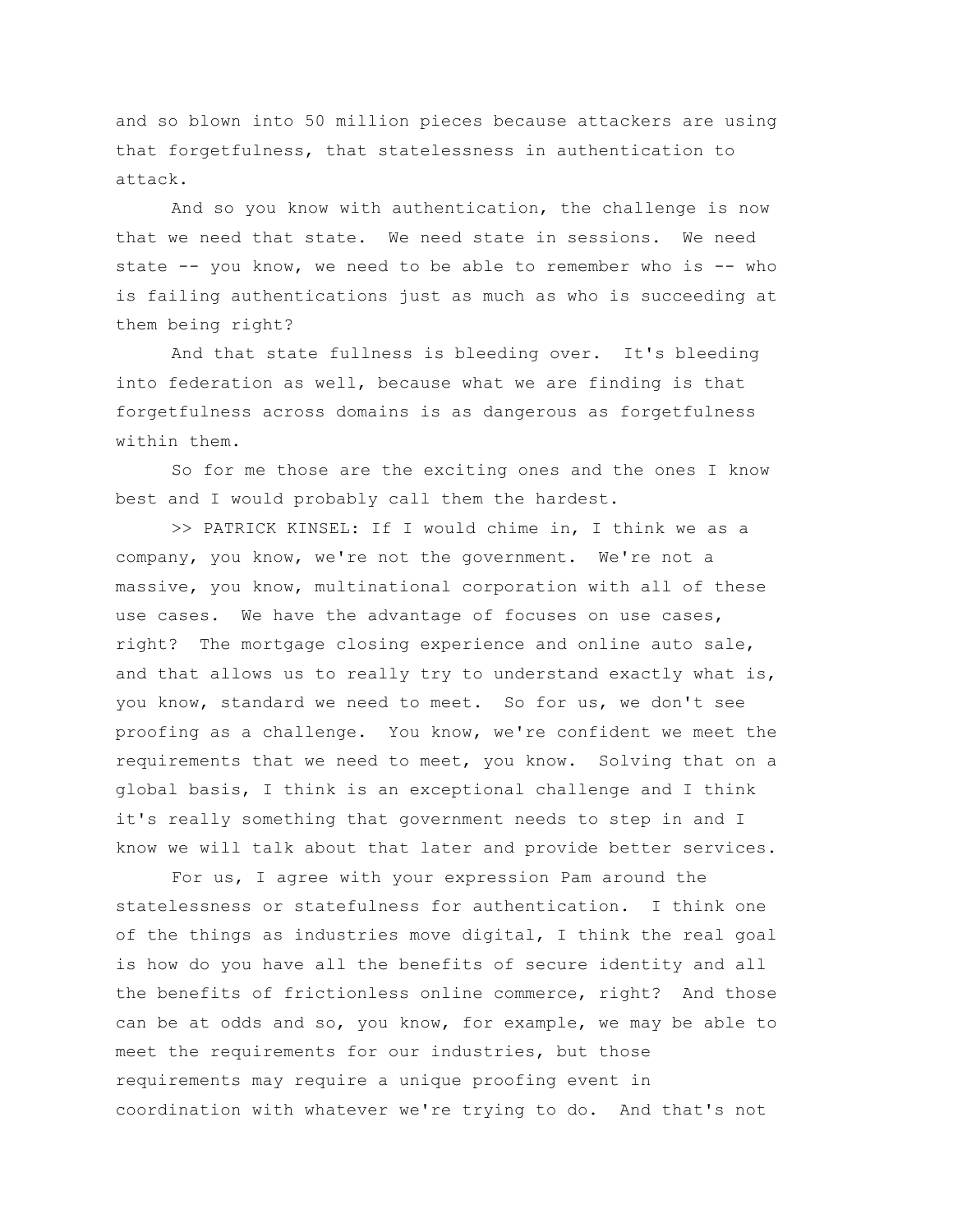and so blown into 50 million pieces because attackers are using that forgetfulness, that statelessness in authentication to attack.

And so you know with authentication, the challenge is now that we need that state. We need state in sessions. We need state -- you know, we need to be able to remember who is -- who is failing authentications just as much as who is succeeding at them being right?

And that state fullness is bleeding over. It's bleeding into federation as well, because what we are finding is that forgetfulness across domains is as dangerous as forgetfulness within them.

So for me those are the exciting ones and the ones I know best and I would probably call them the hardest.

>> PATRICK KINSEL: If I would chime in, I think we as a company, you know, we're not the government. We're not a massive, you know, multinational corporation with all of these use cases. We have the advantage of focuses on use cases, right? The mortgage closing experience and online auto sale, and that allows us to really try to understand exactly what is, you know, standard we need to meet. So for us, we don't see proofing as a challenge. You know, we're confident we meet the requirements that we need to meet, you know. Solving that on a global basis, I think is an exceptional challenge and I think it's really something that government needs to step in and I know we will talk about that later and provide better services.

For us, I agree with your expression Pam around the statelessness or statefulness for authentication. I think one of the things as industries move digital, I think the real goal is how do you have all the benefits of secure identity and all the benefits of frictionless online commerce, right? And those can be at odds and so, you know, for example, we may be able to meet the requirements for our industries, but those requirements may require a unique proofing event in coordination with whatever we're trying to do. And that's not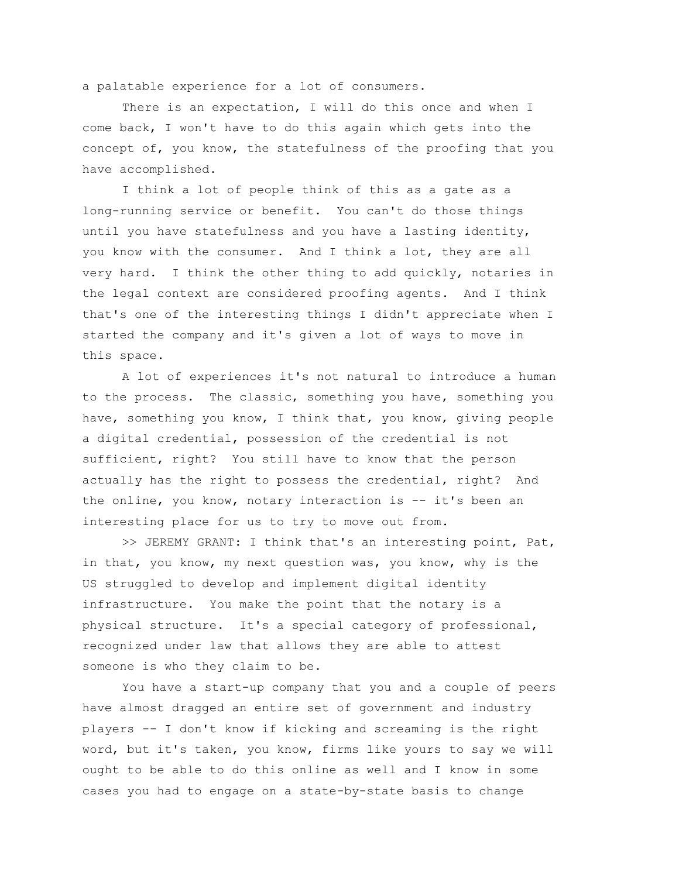a palatable experience for a lot of consumers.

There is an expectation, I will do this once and when I come back, I won't have to do this again which gets into the concept of, you know, the statefulness of the proofing that you have accomplished.

I think a lot of people think of this as a gate as a long-running service or benefit. You can't do those things until you have statefulness and you have a lasting identity, you know with the consumer. And I think a lot, they are all very hard. I think the other thing to add quickly, notaries in the legal context are considered proofing agents. And I think that's one of the interesting things I didn't appreciate when I started the company and it's given a lot of ways to move in this space.

A lot of experiences it's not natural to introduce a human to the process. The classic, something you have, something you have, something you know, I think that, you know, giving people a digital credential, possession of the credential is not sufficient, right? You still have to know that the person actually has the right to possess the credential, right? And the online, you know, notary interaction is -- it's been an interesting place for us to try to move out from.

>> JEREMY GRANT: I think that's an interesting point, Pat, in that, you know, my next question was, you know, why is the US struggled to develop and implement digital identity infrastructure. You make the point that the notary is a physical structure. It's a special category of professional, recognized under law that allows they are able to attest someone is who they claim to be.

You have a start-up company that you and a couple of peers have almost dragged an entire set of government and industry players -- I don't know if kicking and screaming is the right word, but it's taken, you know, firms like yours to say we will ought to be able to do this online as well and I know in some cases you had to engage on a state-by-state basis to change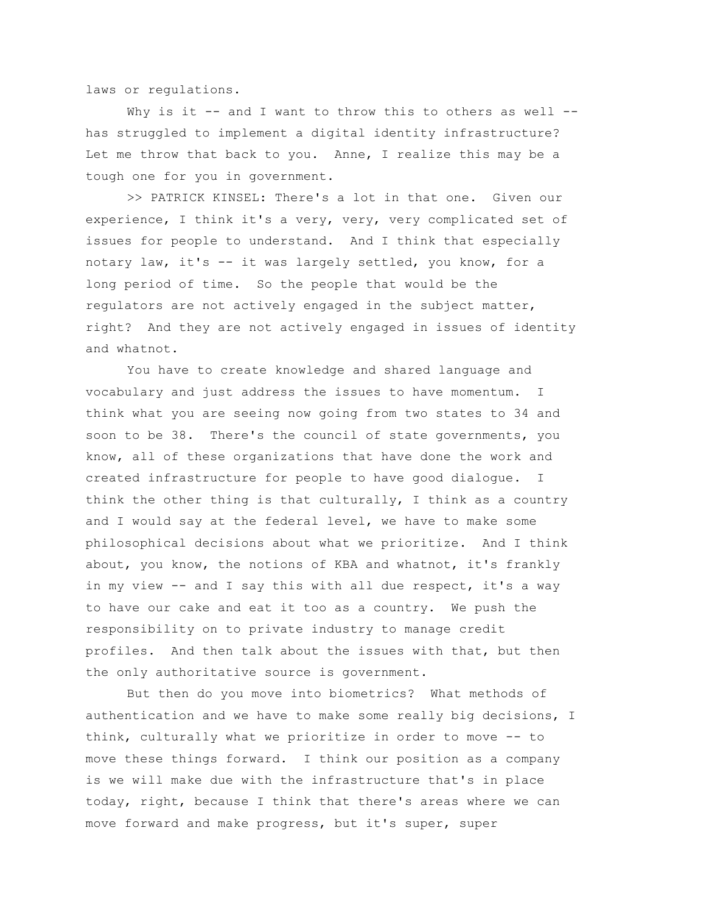laws or regulations.

Why is it -- and I want to throw this to others as well -- has struggled to implement a digital identity infrastructure? Let me throw that back to you. Anne, I realize this may be a tough one for you in government.

>> PATRICK KINSEL: There's a lot in that one. Given our experience, I think it's a very, very, very complicated set of issues for people to understand. And I think that especially notary law, it's -- it was largely settled, you know, for a long period of time. So the people that would be the regulators are not actively engaged in the subject matter, right? And they are not actively engaged in issues of identity and whatnot.

You have to create knowledge and shared language and vocabulary and just address the issues to have momentum. I think what you are seeing now going from two states to 34 and soon to be 38. There's the council of state governments, you know, all of these organizations that have done the work and created infrastructure for people to have good dialogue. I think the other thing is that culturally, I think as a country and I would say at the federal level, we have to make some philosophical decisions about what we prioritize. And I think about, you know, the notions of KBA and whatnot, it's frankly in my view -- and I say this with all due respect, it's a way to have our cake and eat it too as a country. We push the responsibility on to private industry to manage credit profiles. And then talk about the issues with that, but then the only authoritative source is government.

But then do you move into biometrics? What methods of authentication and we have to make some really big decisions, I think, culturally what we prioritize in order to move -- to move these things forward. I think our position as a company is we will make due with the infrastructure that's in place today, right, because I think that there's areas where we can move forward and make progress, but it's super, super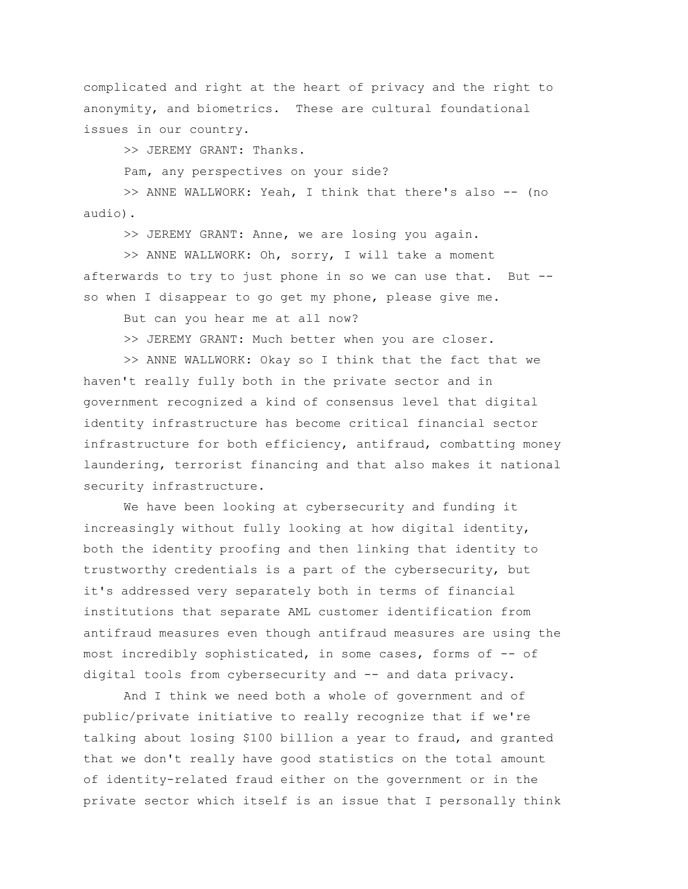complicated and right at the heart of privacy and the right to anonymity, and biometrics.  These are cultural foundational issues in our country.

>> JEREMY GRANT: Thanks.

Pam, any perspectives on your side?

>> ANNE WALLWORK: Yeah, I think that there's also -- (no audio).

>> JEREMY GRANT: Anne, we are losing you again.

>> ANNE WALLWORK: Oh, sorry, I will take a moment afterwards to try to just phone in so we can use that.  But -- so when I disappear to go get my phone, please give me.

But can you hear me at all now?

>> JEREMY GRANT: Much better when you are closer.

>> ANNE WALLWORK: Okay so I think that the fact that we haven't really fully both in the private sector and in government recognized a kind of consensus level that digital identity infrastructure has become critical financial sector infrastructure for both efficiency, antifraud, combatting money laundering, terrorist financing and that also makes it national security infrastructure.

We have been looking at cybersecurity and funding it increasingly without fully looking at how digital identity, both the identity proofing and then linking that identity to trustworthy credentials is a part of the cybersecurity, but it's addressed very separately both in terms of financial institutions that separate AML customer identification from antifraud measures even though antifraud measures are using the most incredibly sophisticated, in some cases, forms of -- of digital tools from cybersecurity and -- and data privacy.

And I think we need both a whole of government and of public/private initiative to really recognize that if we're talking about losing $100 billion a year to fraud, and granted that we don't really have good statistics on the total amount of identity-related fraud either on the government or in the private sector which itself is an issue that I personally think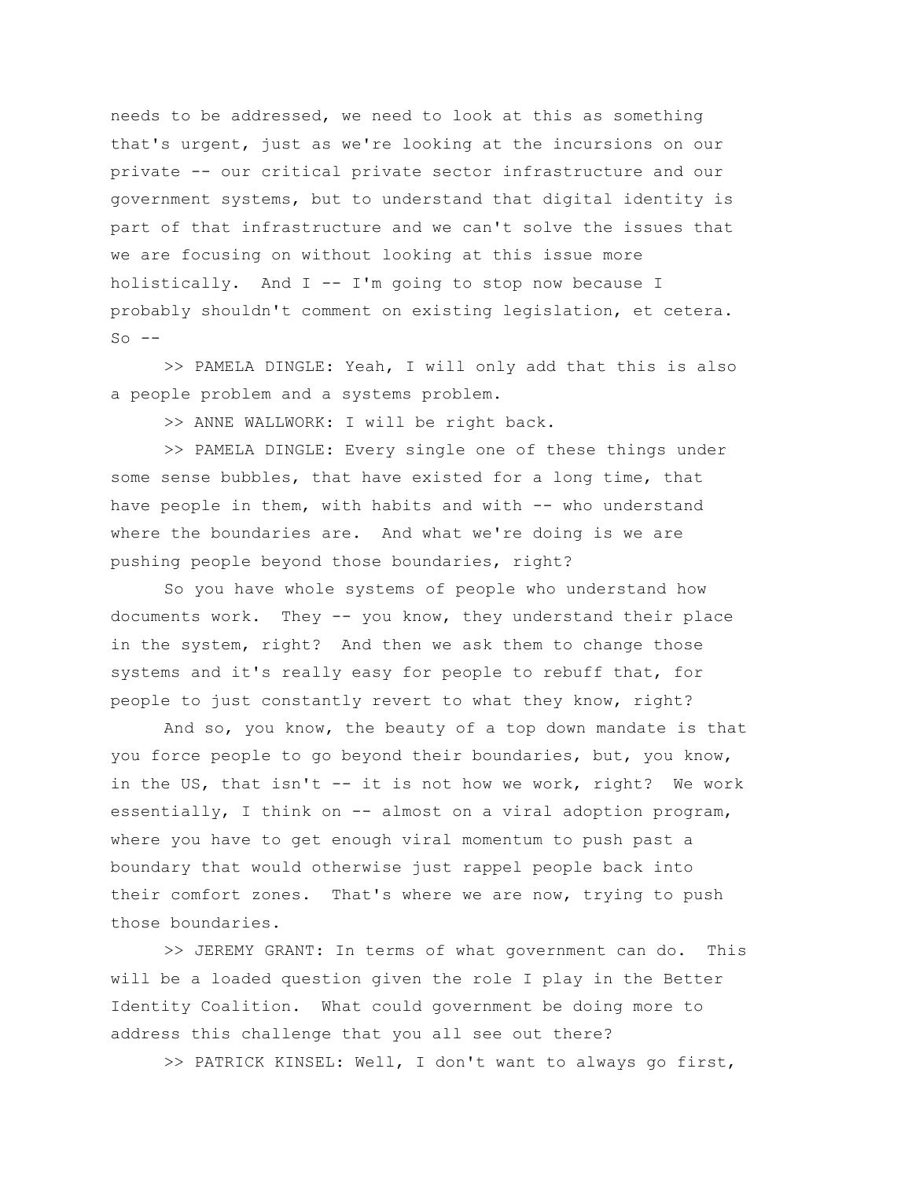needs to be addressed, we need to look at this as something that's urgent, just as we're looking at the incursions on our private -- our critical private sector infrastructure and our government systems, but to understand that digital identity is part of that infrastructure and we can't solve the issues that we are focusing on without looking at this issue more holistically. And I -- I'm going to stop now because I probably shouldn't comment on existing legislation, et cetera. So --

>> PAMELA DINGLE: Yeah, I will only add that this is also a people problem and a systems problem.

>> ANNE WALLWORK: I will be right back.

>> PAMELA DINGLE: Every single one of these things under some sense bubbles, that have existed for a long time, that have people in them, with habits and with -- who understand where the boundaries are. And what we're doing is we are pushing people beyond those boundaries, right?

So you have whole systems of people who understand how documents work. They -- you know, they understand their place in the system, right? And then we ask them to change those systems and it's really easy for people to rebuff that, for people to just constantly revert to what they know, right?

And so, you know, the beauty of a top down mandate is that you force people to go beyond their boundaries, but, you know, in the US, that isn't -- it is not how we work, right? We work essentially, I think on -- almost on a viral adoption program, where you have to get enough viral momentum to push past a boundary that would otherwise just rappel people back into their comfort zones. That's where we are now, trying to push those boundaries.

>> JEREMY GRANT: In terms of what government can do. This will be a loaded question given the role I play in the Better Identity Coalition. What could government be doing more to address this challenge that you all see out there?

>> PATRICK KINSEL: Well, I don't want to always go first,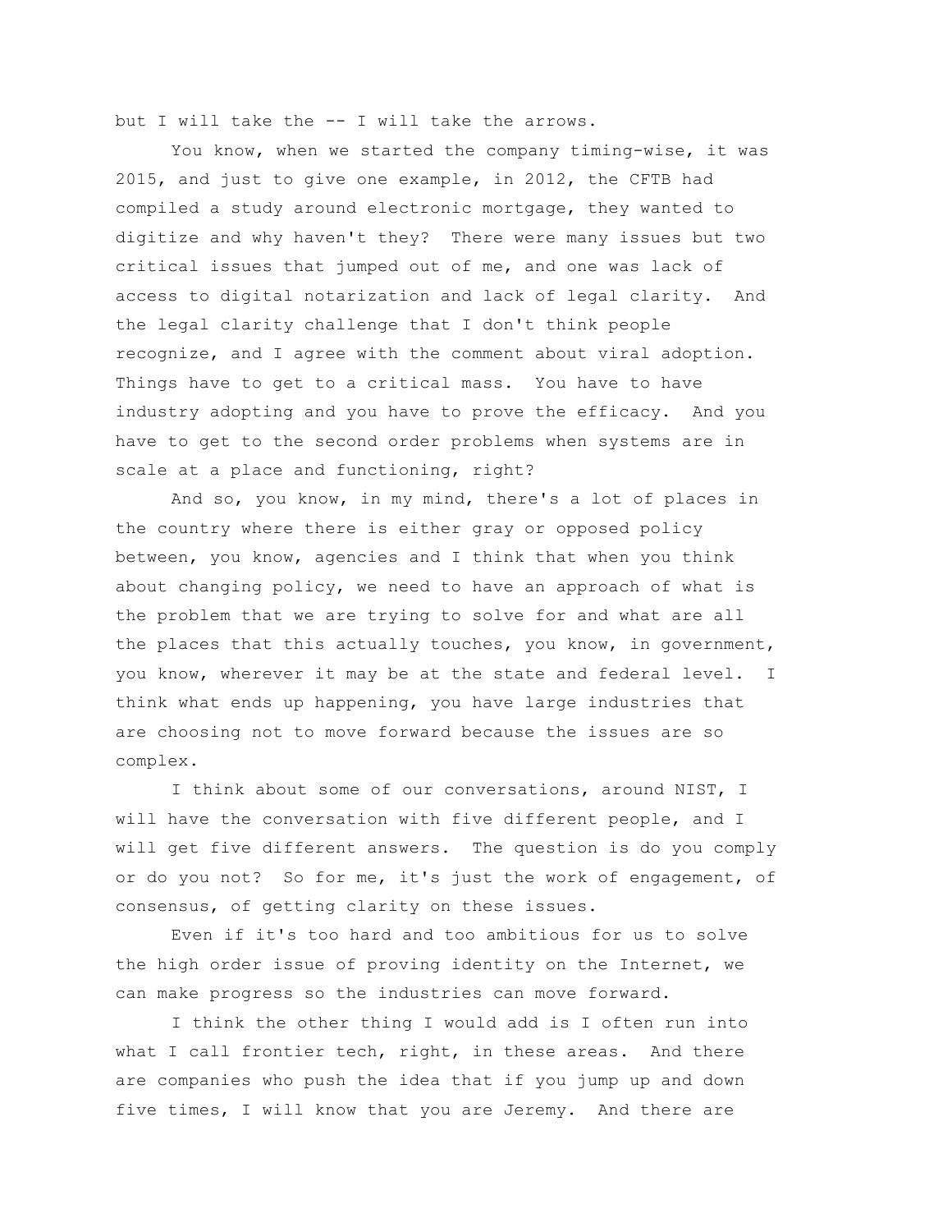but I will take the -- I will take the arrows.

You know, when we started the company timing-wise, it was 2015, and just to give one example, in 2012, the CFTB had compiled a study around electronic mortgage, they wanted to digitize and why haven't they? There were many issues but two critical issues that jumped out of me, and one was lack of access to digital notarization and lack of legal clarity. And the legal clarity challenge that I don't think people recognize, and I agree with the comment about viral adoption. Things have to get to a critical mass. You have to have industry adopting and you have to prove the efficacy. And you have to get to the second order problems when systems are in scale at a place and functioning, right?

And so, you know, in my mind, there's a lot of places in the country where there is either gray or opposed policy between, you know, agencies and I think that when you think about changing policy, we need to have an approach of what is the problem that we are trying to solve for and what are all the places that this actually touches, you know, in government, you know, wherever it may be at the state and federal level. I think what ends up happening, you have large industries that are choosing not to move forward because the issues are so complex.

I think about some of our conversations, around NIST, I will have the conversation with five different people, and I will get five different answers. The question is do you comply or do you not? So for me, it's just the work of engagement, of consensus, of getting clarity on these issues.

Even if it's too hard and too ambitious for us to solve the high order issue of proving identity on the Internet, we can make progress so the industries can move forward.

I think the other thing I would add is I often run into what I call frontier tech, right, in these areas. And there are companies who push the idea that if you jump up and down five times, I will know that you are Jeremy. And there are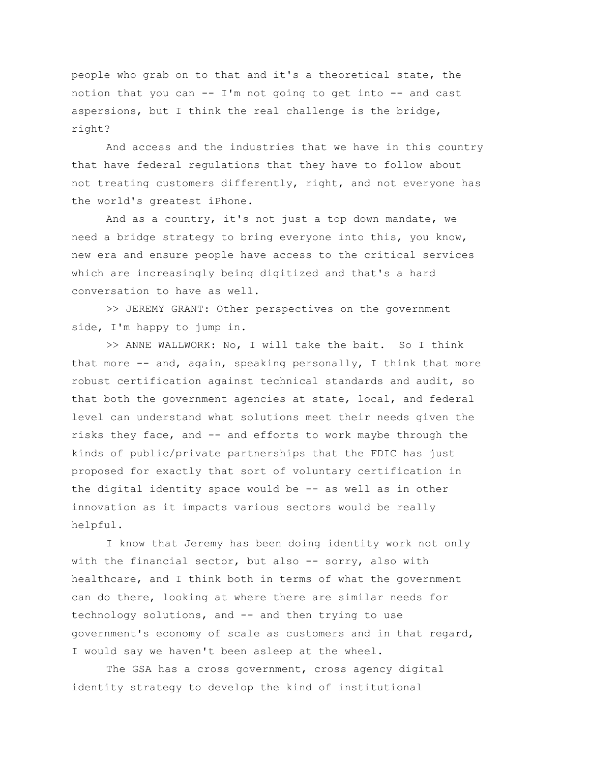people who grab on to that and it's a theoretical state, the notion that you can -- I'm not going to get into -- and cast aspersions, but I think the real challenge is the bridge, right?

And access and the industries that we have in this country that have federal regulations that they have to follow about not treating customers differently, right, and not everyone has the world's greatest iPhone.

And as a country, it's not just a top down mandate, we need a bridge strategy to bring everyone into this, you know, new era and ensure people have access to the critical services which are increasingly being digitized and that's a hard conversation to have as well.

>> JEREMY GRANT: Other perspectives on the government side, I'm happy to jump in.

>> ANNE WALLWORK: No, I will take the bait. So I think that more -- and, again, speaking personally, I think that more robust certification against technical standards and audit, so that both the government agencies at state, local, and federal level can understand what solutions meet their needs given the risks they face, and -- and efforts to work maybe through the kinds of public/private partnerships that the FDIC has just proposed for exactly that sort of voluntary certification in the digital identity space would be -- as well as in other innovation as it impacts various sectors would be really helpful.

I know that Jeremy has been doing identity work not only with the financial sector, but also -- sorry, also with healthcare, and I think both in terms of what the government can do there, looking at where there are similar needs for technology solutions, and -- and then trying to use government's economy of scale as customers and in that regard, I would say we haven't been asleep at the wheel.

The GSA has a cross government, cross agency digital identity strategy to develop the kind of institutional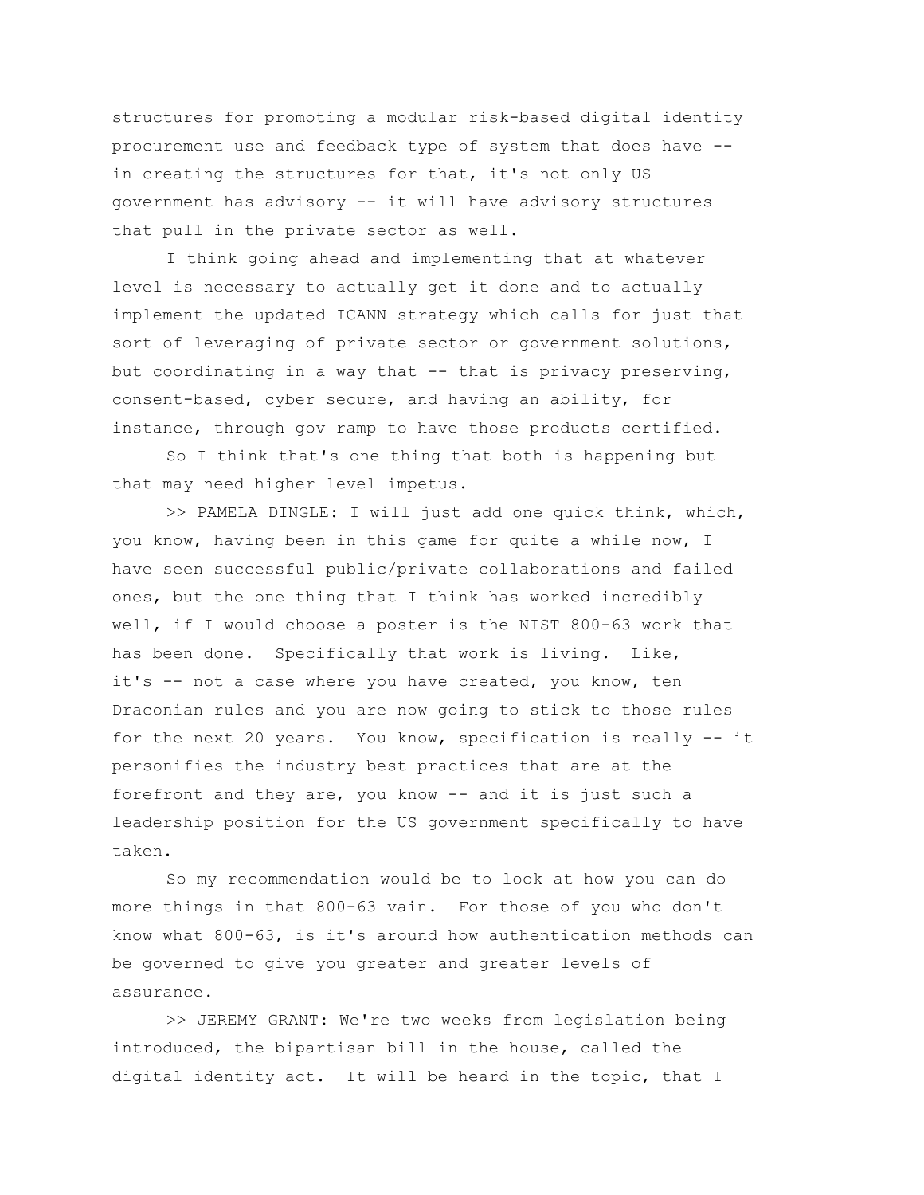structures for promoting a modular risk-based digital identity procurement use and feedback type of system that does have -- in creating the structures for that, it's not only US government has advisory -- it will have advisory structures that pull in the private sector as well.

I think going ahead and implementing that at whatever level is necessary to actually get it done and to actually implement the updated ICANN strategy which calls for just that sort of leveraging of private sector or government solutions, but coordinating in a way that -- that is privacy preserving, consent-based, cyber secure, and having an ability, for instance, through gov ramp to have those products certified.

So I think that's one thing that both is happening but that may need higher level impetus.

>> PAMELA DINGLE: I will just add one quick think, which, you know, having been in this game for quite a while now, I have seen successful public/private collaborations and failed ones, but the one thing that I think has worked incredibly well, if I would choose a poster is the NIST 800-63 work that has been done. Specifically that work is living. Like, it's -- not a case where you have created, you know, ten Draconian rules and you are now going to stick to those rules for the next 20 years. You know, specification is really -- it personifies the industry best practices that are at the forefront and they are, you know -- and it is just such a leadership position for the US government specifically to have taken.

So my recommendation would be to look at how you can do more things in that 800-63 vain. For those of you who don't know what 800-63, is it's around how authentication methods can be governed to give you greater and greater levels of assurance.

>> JEREMY GRANT: We're two weeks from legislation being introduced, the bipartisan bill in the house, called the digital identity act. It will be heard in the topic, that I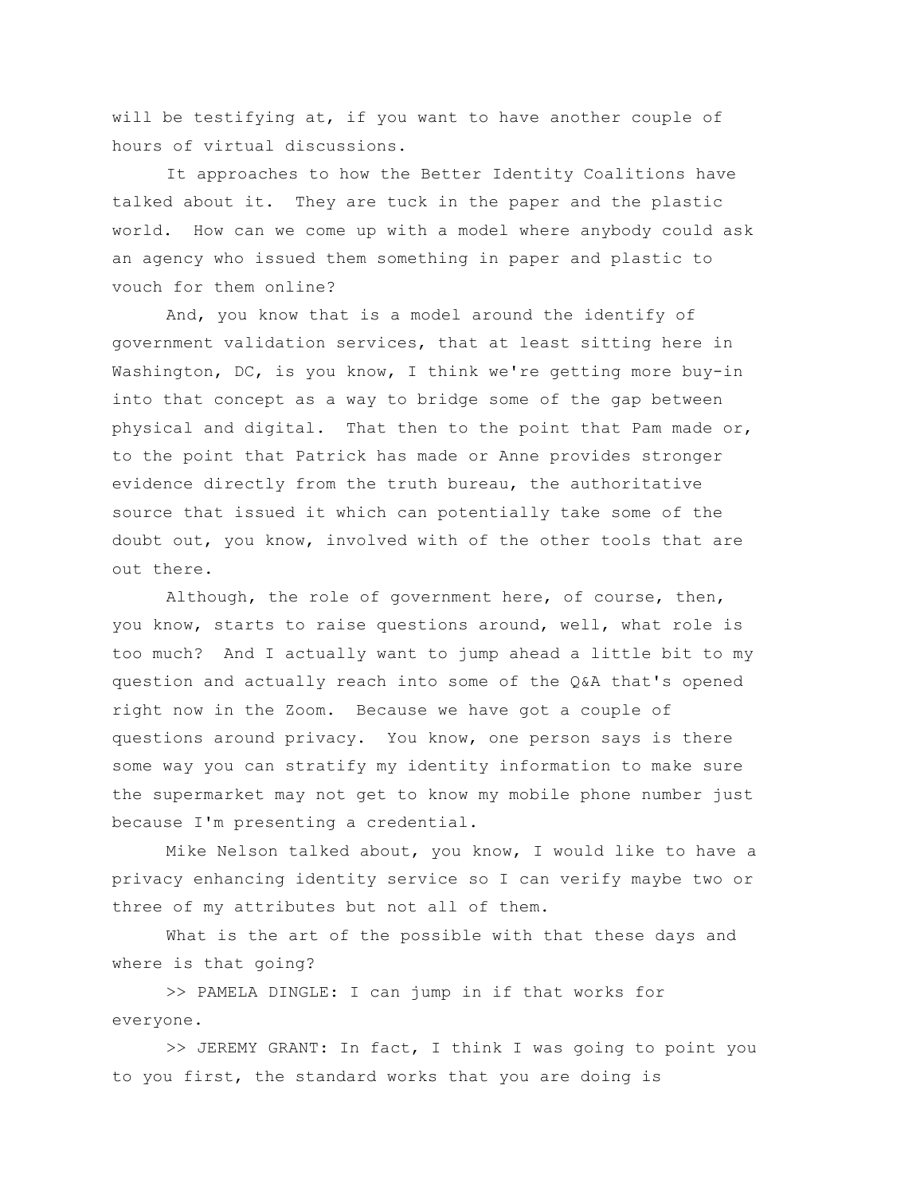will be testifying at, if you want to have another couple of hours of virtual discussions.

It approaches to how the Better Identity Coalitions have talked about it. They are tuck in the paper and the plastic world. How can we come up with a model where anybody could ask an agency who issued them something in paper and plastic to vouch for them online?

And, you know that is a model around the identify of government validation services, that at least sitting here in Washington, DC, is you know, I think we're getting more buy-in into that concept as a way to bridge some of the gap between physical and digital. That then to the point that Pam made or, to the point that Patrick has made or Anne provides stronger evidence directly from the truth bureau, the authoritative source that issued it which can potentially take some of the doubt out, you know, involved with of the other tools that are out there.

Although, the role of government here, of course, then, you know, starts to raise questions around, well, what role is too much? And I actually want to jump ahead a little bit to my question and actually reach into some of the Q&A that's opened right now in the Zoom. Because we have got a couple of questions around privacy. You know, one person says is there some way you can stratify my identity information to make sure the supermarket may not get to know my mobile phone number just because I'm presenting a credential.

Mike Nelson talked about, you know, I would like to have a privacy enhancing identity service so I can verify maybe two or three of my attributes but not all of them.

What is the art of the possible with that these days and where is that going?

>> PAMELA DINGLE: I can jump in if that works for everyone.

>> JEREMY GRANT: In fact, I think I was going to point you to you first, the standard works that you are doing is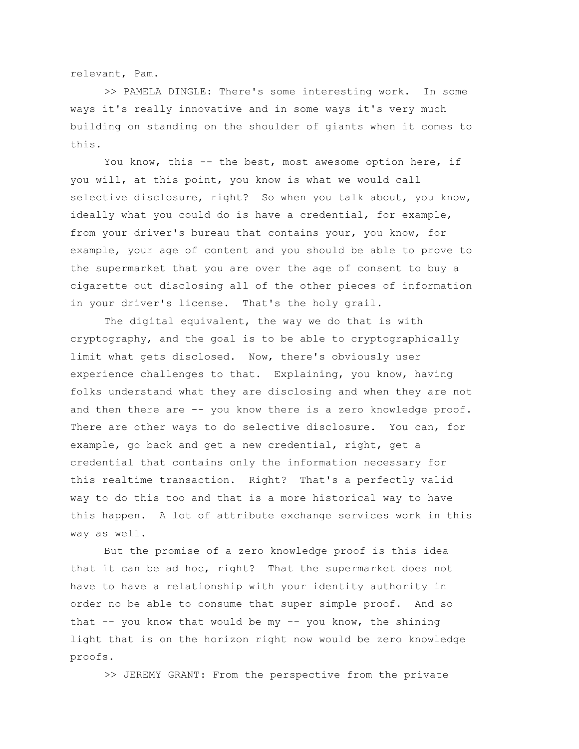relevant, Pam.

>> PAMELA DINGLE: There's some interesting work. In some ways it's really innovative and in some ways it's very much building on standing on the shoulder of giants when it comes to this.

You know, this -- the best, most awesome option here, if you will, at this point, you know is what we would call selective disclosure, right? So when you talk about, you know, ideally what you could do is have a credential, for example, from your driver's bureau that contains your, you know, for example, your age of content and you should be able to prove to the supermarket that you are over the age of consent to buy a cigarette out disclosing all of the other pieces of information in your driver's license. That's the holy grail.

The digital equivalent, the way we do that is with cryptography, and the goal is to be able to cryptographically limit what gets disclosed. Now, there's obviously user experience challenges to that. Explaining, you know, having folks understand what they are disclosing and when they are not and then there are -- you know there is a zero knowledge proof. There are other ways to do selective disclosure. You can, for example, go back and get a new credential, right, get a credential that contains only the information necessary for this realtime transaction. Right? That's a perfectly valid way to do this too and that is a more historical way to have this happen. A lot of attribute exchange services work in this way as well.

But the promise of a zero knowledge proof is this idea that it can be ad hoc, right? That the supermarket does not have to have a relationship with your identity authority in order no be able to consume that super simple proof. And so that -- you know that would be my -- you know, the shining light that is on the horizon right now would be zero knowledge proofs.

>> JEREMY GRANT: From the perspective from the private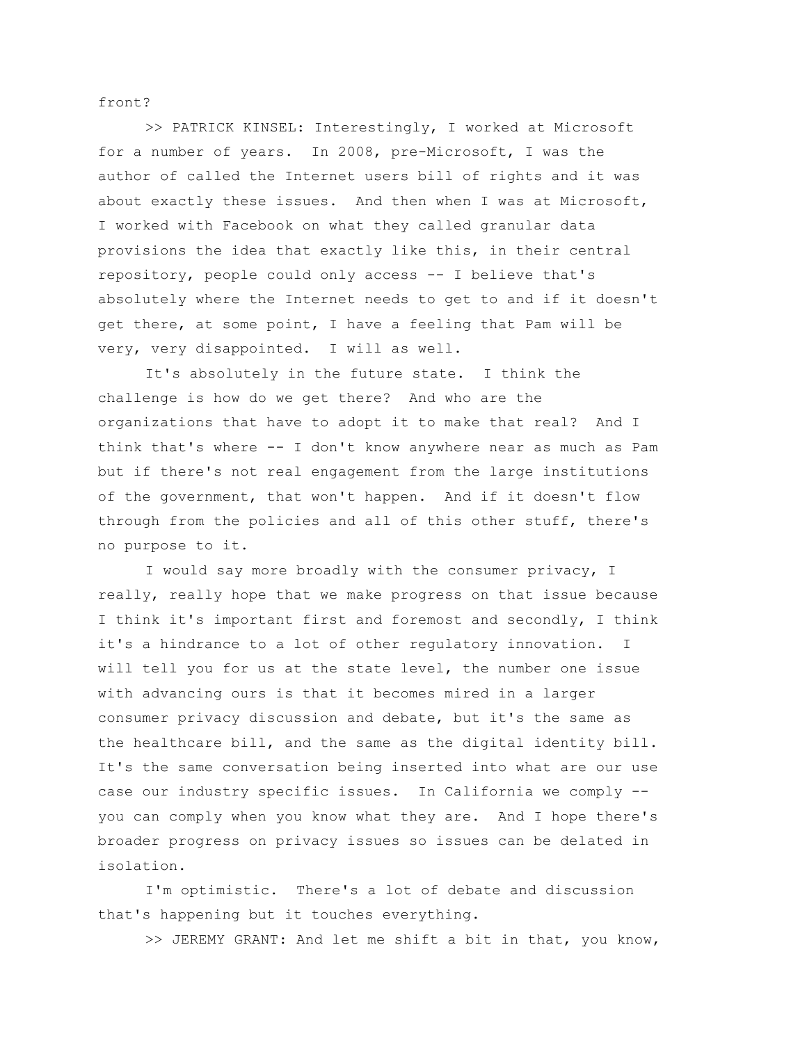front?

>> PATRICK KINSEL: Interestingly, I worked at Microsoft for a number of years. In 2008, pre-Microsoft, I was the author of called the Internet users bill of rights and it was about exactly these issues. And then when I was at Microsoft, I worked with Facebook on what they called granular data provisions the idea that exactly like this, in their central repository, people could only access -- I believe that's absolutely where the Internet needs to get to and if it doesn't get there, at some point, I have a feeling that Pam will be very, very disappointed. I will as well.

It's absolutely in the future state. I think the challenge is how do we get there? And who are the organizations that have to adopt it to make that real? And I think that's where -- I don't know anywhere near as much as Pam but if there's not real engagement from the large institutions of the government, that won't happen. And if it doesn't flow through from the policies and all of this other stuff, there's no purpose to it.

I would say more broadly with the consumer privacy, I really, really hope that we make progress on that issue because I think it's important first and foremost and secondly, I think it's a hindrance to a lot of other regulatory innovation. I will tell you for us at the state level, the number one issue with advancing ours is that it becomes mired in a larger consumer privacy discussion and debate, but it's the same as the healthcare bill, and the same as the digital identity bill. It's the same conversation being inserted into what are our use case our industry specific issues. In California we comply -- you can comply when you know what they are. And I hope there's broader progress on privacy issues so issues can be delated in isolation.

I'm optimistic. There's a lot of debate and discussion that's happening but it touches everything.

>> JEREMY GRANT: And let me shift a bit in that, you know,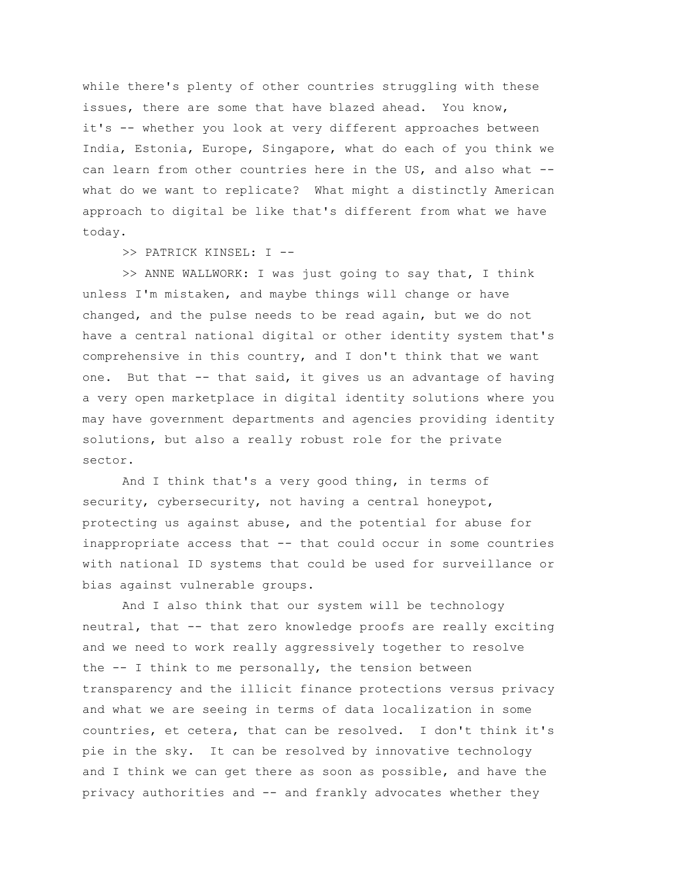while there's plenty of other countries struggling with these issues, there are some that have blazed ahead. You know, it's -- whether you look at very different approaches between India, Estonia, Europe, Singapore, what do each of you think we can learn from other countries here in the US, and also what -- what do we want to replicate? What might a distinctly American approach to digital be like that's different from what we have today.

>> PATRICK KINSEL: I --

>> ANNE WALLWORK: I was just going to say that, I think unless I'm mistaken, and maybe things will change or have changed, and the pulse needs to be read again, but we do not have a central national digital or other identity system that's comprehensive in this country, and I don't think that we want one. But that -- that said, it gives us an advantage of having a very open marketplace in digital identity solutions where you may have government departments and agencies providing identity solutions, but also a really robust role for the private sector.

And I think that's a very good thing, in terms of security, cybersecurity, not having a central honeypot, protecting us against abuse, and the potential for abuse for inappropriate access that -- that could occur in some countries with national ID systems that could be used for surveillance or bias against vulnerable groups.

And I also think that our system will be technology neutral, that -- that zero knowledge proofs are really exciting and we need to work really aggressively together to resolve the -- I think to me personally, the tension between transparency and the illicit finance protections versus privacy and what we are seeing in terms of data localization in some countries, et cetera, that can be resolved. I don't think it's pie in the sky. It can be resolved by innovative technology and I think we can get there as soon as possible, and have the privacy authorities and -- and frankly advocates whether they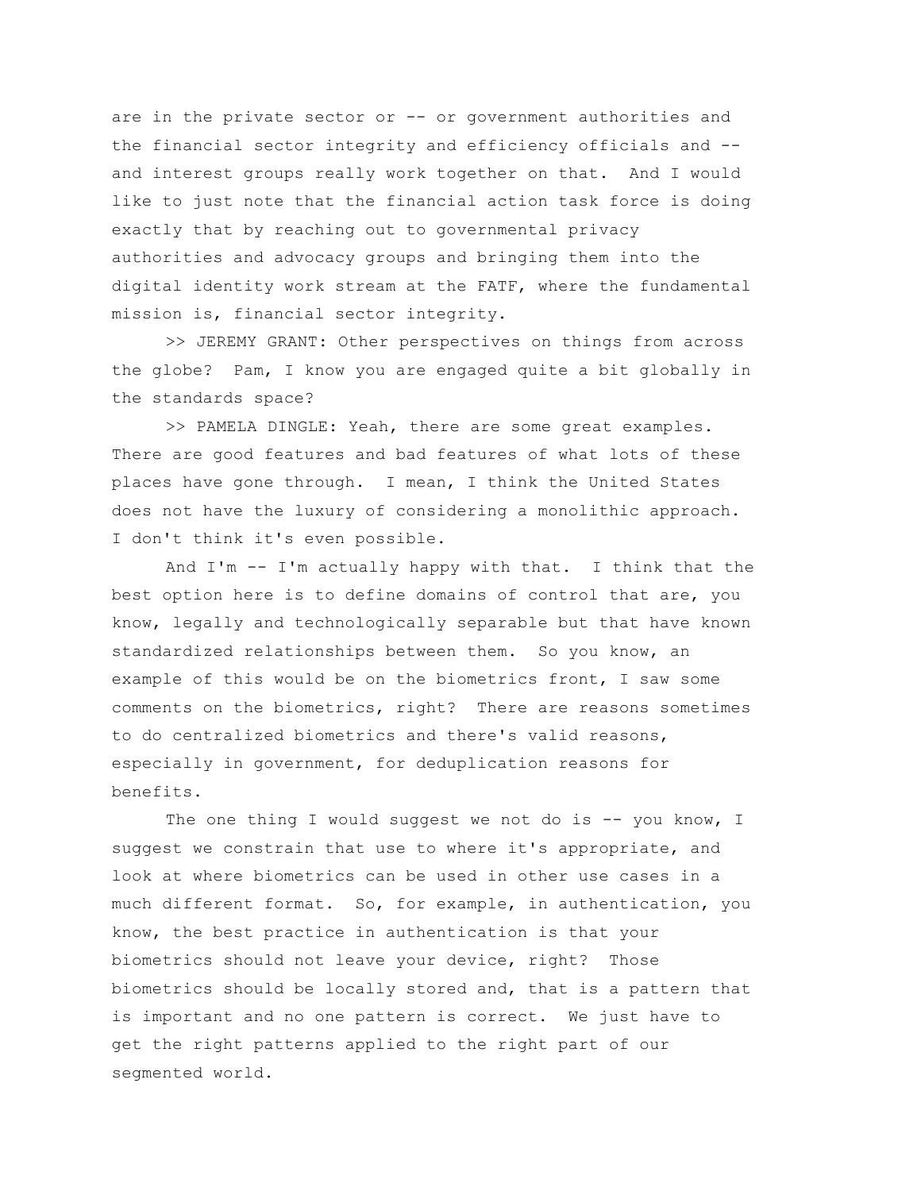are in the private sector or -- or government authorities and the financial sector integrity and efficiency officials and -- and interest groups really work together on that. And I would like to just note that the financial action task force is doing exactly that by reaching out to governmental privacy authorities and advocacy groups and bringing them into the digital identity work stream at the FATF, where the fundamental mission is, financial sector integrity.

>> JEREMY GRANT: Other perspectives on things from across the globe? Pam, I know you are engaged quite a bit globally in the standards space?

>> PAMELA DINGLE: Yeah, there are some great examples. There are good features and bad features of what lots of these places have gone through. I mean, I think the United States does not have the luxury of considering a monolithic approach. I don't think it's even possible.

And I'm -- I'm actually happy with that. I think that the best option here is to define domains of control that are, you know, legally and technologically separable but that have known standardized relationships between them. So you know, an example of this would be on the biometrics front, I saw some comments on the biometrics, right? There are reasons sometimes to do centralized biometrics and there's valid reasons, especially in government, for deduplication reasons for benefits.

The one thing I would suggest we not do is -- you know, I suggest we constrain that use to where it's appropriate, and look at where biometrics can be used in other use cases in a much different format. So, for example, in authentication, you know, the best practice in authentication is that your biometrics should not leave your device, right? Those biometrics should be locally stored and, that is a pattern that is important and no one pattern is correct. We just have to get the right patterns applied to the right part of our segmented world.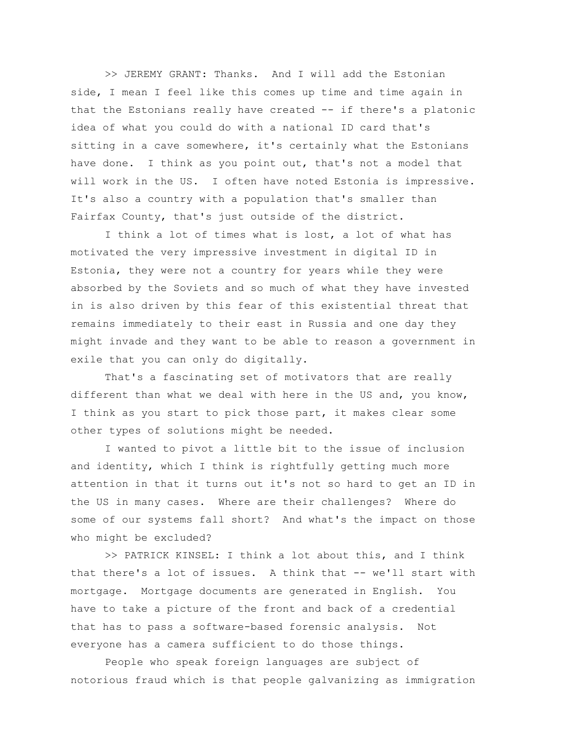>> JEREMY GRANT: Thanks. And I will add the Estonian side, I mean I feel like this comes up time and time again in that the Estonians really have created -- if there's a platonic idea of what you could do with a national ID card that's sitting in a cave somewhere, it's certainly what the Estonians have done. I think as you point out, that's not a model that will work in the US. I often have noted Estonia is impressive. It's also a country with a population that's smaller than Fairfax County, that's just outside of the district.

I think a lot of times what is lost, a lot of what has motivated the very impressive investment in digital ID in Estonia, they were not a country for years while they were absorbed by the Soviets and so much of what they have invested in is also driven by this fear of this existential threat that remains immediately to their east in Russia and one day they might invade and they want to be able to reason a government in exile that you can only do digitally.

That's a fascinating set of motivators that are really different than what we deal with here in the US and, you know, I think as you start to pick those part, it makes clear some other types of solutions might be needed.

I wanted to pivot a little bit to the issue of inclusion and identity, which I think is rightfully getting much more attention in that it turns out it's not so hard to get an ID in the US in many cases. Where are their challenges? Where do some of our systems fall short? And what's the impact on those who might be excluded?

>> PATRICK KINSEL: I think a lot about this, and I think that there's a lot of issues. A think that -- we'll start with mortgage. Mortgage documents are generated in English. You have to take a picture of the front and back of a credential that has to pass a software-based forensic analysis. Not everyone has a camera sufficient to do those things.

People who speak foreign languages are subject of notorious fraud which is that people galvanizing as immigration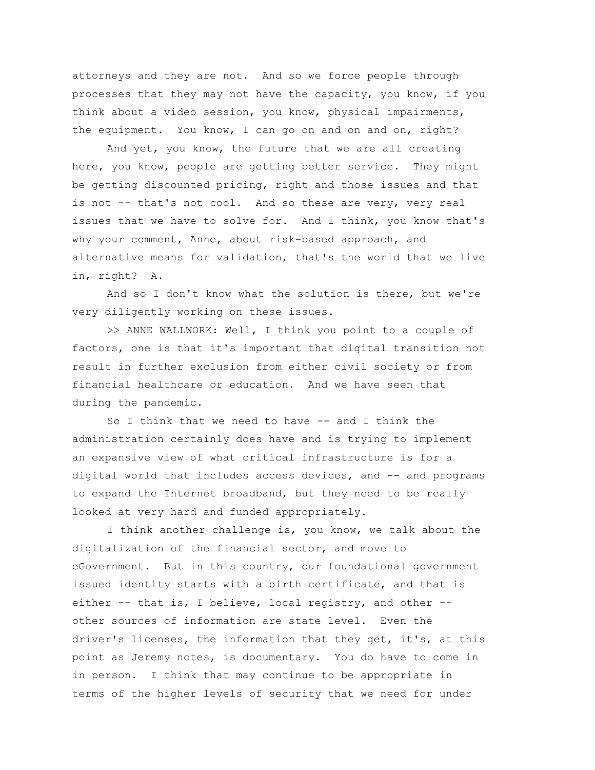attorneys and they are not. And so we force people through processes that they may not have the capacity, you know, if you think about a video session, you know, physical impairments, the equipment. You know, I can go on and on and on, right?

And yet, you know, the future that we are all creating here, you know, people are getting better service. They might be getting discounted pricing, right and those issues and that is not -- that's not cool. And so these are very, very real issues that we have to solve for. And I think, you know that's why your comment, Anne, about risk-based approach, and alternative means for validation, that's the world that we live in, right? A.

And so I don't know what the solution is there, but we're very diligently working on these issues.

>> ANNE WALLWORK: Well, I think you point to a couple of factors, one is that it's important that digital transition not result in further exclusion from either civil society or from financial healthcare or education. And we have seen that during the pandemic.

So I think that we need to have -- and I think the administration certainly does have and is trying to implement an expansive view of what critical infrastructure is for a digital world that includes access devices, and -- and programs to expand the Internet broadband, but they need to be really looked at very hard and funded appropriately.

I think another challenge is, you know, we talk about the digitalization of the financial sector, and move to eGovernment. But in this country, our foundational government issued identity starts with a birth certificate, and that is either -- that is, I believe, local registry, and other -- other sources of information are state level. Even the driver's licenses, the information that they get, it's, at this point as Jeremy notes, is documentary. You do have to come in in person. I think that may continue to be appropriate in terms of the higher levels of security that we need for under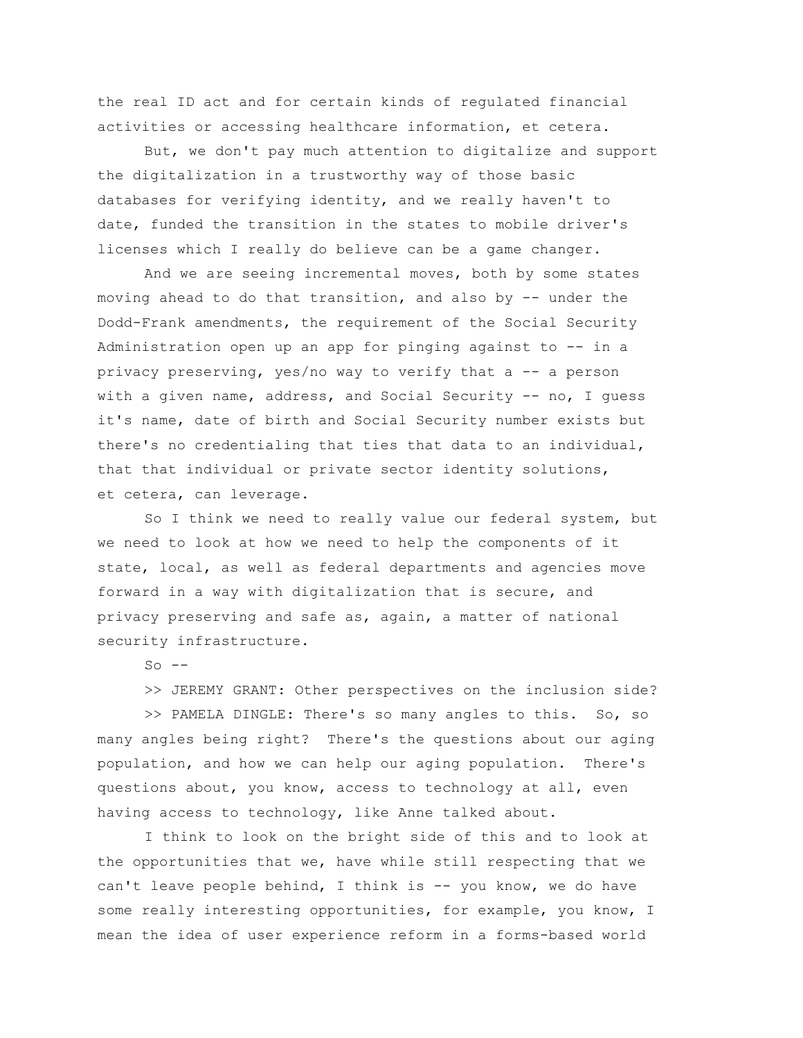the real ID act and for certain kinds of regulated financial activities or accessing healthcare information, et cetera.

But, we don't pay much attention to digitalize and support the digitalization in a trustworthy way of those basic databases for verifying identity, and we really haven't to date, funded the transition in the states to mobile driver's licenses which I really do believe can be a game changer.

And we are seeing incremental moves, both by some states moving ahead to do that transition, and also by -- under the Dodd-Frank amendments, the requirement of the Social Security Administration open up an app for pinging against to -- in a privacy preserving, yes/no way to verify that a -- a person with a given name, address, and Social Security -- no, I guess it's name, date of birth and Social Security number exists but there's no credentialing that ties that data to an individual, that that individual or private sector identity solutions, et cetera, can leverage.

So I think we need to really value our federal system, but we need to look at how we need to help the components of it state, local, as well as federal departments and agencies move forward in a way with digitalization that is secure, and privacy preserving and safe as, again, a matter of national security infrastructure.

So --

>> JEREMY GRANT: Other perspectives on the inclusion side?

>> PAMELA DINGLE: There's so many angles to this. So, so many angles being right? There's the questions about our aging population, and how we can help our aging population. There's questions about, you know, access to technology at all, even having access to technology, like Anne talked about.

I think to look on the bright side of this and to look at the opportunities that we, have while still respecting that we can't leave people behind, I think is -- you know, we do have some really interesting opportunities, for example, you know, I mean the idea of user experience reform in a forms-based world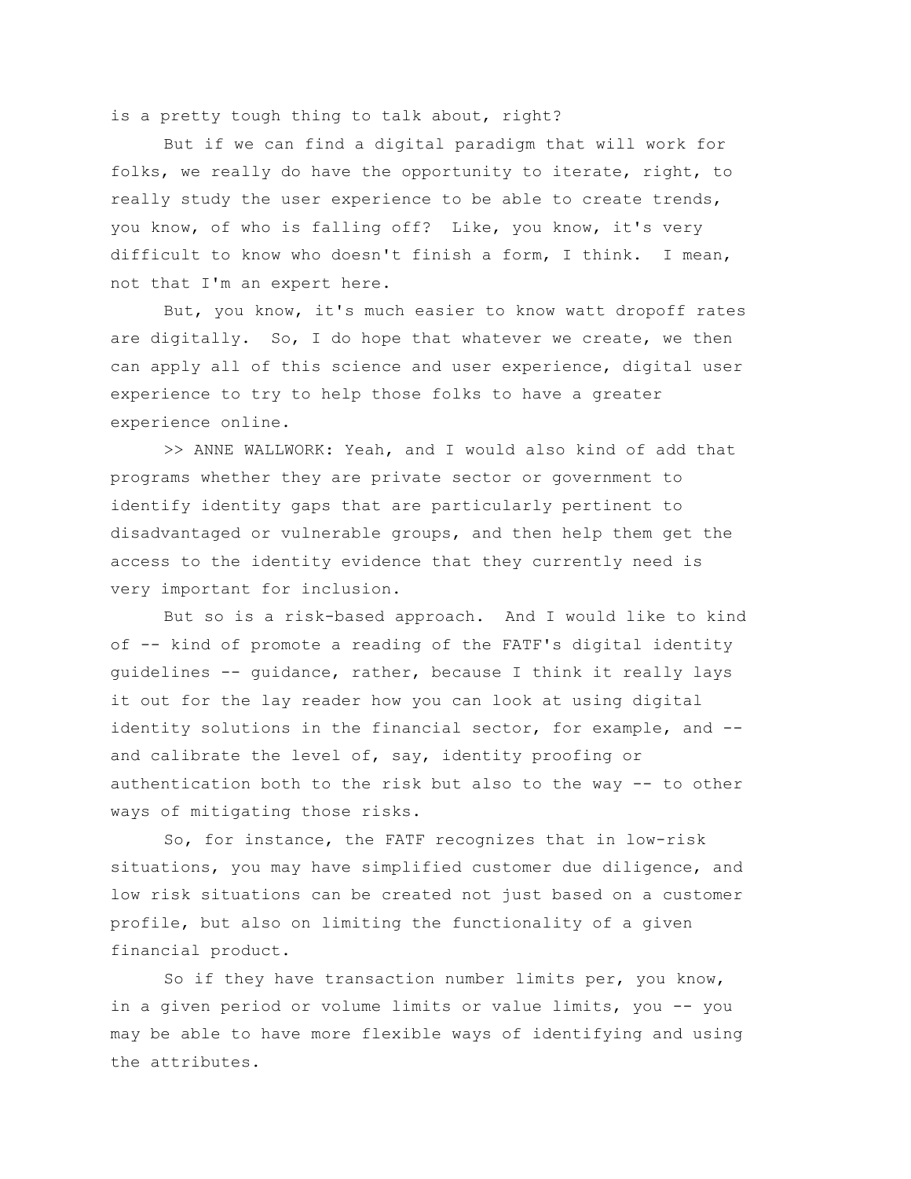is a pretty tough thing to talk about, right?

But if we can find a digital paradigm that will work for folks, we really do have the opportunity to iterate, right, to really study the user experience to be able to create trends, you know, of who is falling off? Like, you know, it's very difficult to know who doesn't finish a form, I think. I mean, not that I'm an expert here.

But, you know, it's much easier to know watt dropoff rates are digitally. So, I do hope that whatever we create, we then can apply all of this science and user experience, digital user experience to try to help those folks to have a greater experience online.

>> ANNE WALLWORK: Yeah, and I would also kind of add that programs whether they are private sector or government to identify identity gaps that are particularly pertinent to disadvantaged or vulnerable groups, and then help them get the access to the identity evidence that they currently need is very important for inclusion.

But so is a risk-based approach. And I would like to kind of -- kind of promote a reading of the FATF's digital identity guidelines -- guidance, rather, because I think it really lays it out for the lay reader how you can look at using digital identity solutions in the financial sector, for example, and -- and calibrate the level of, say, identity proofing or authentication both to the risk but also to the way -- to other ways of mitigating those risks.

So, for instance, the FATF recognizes that in low-risk situations, you may have simplified customer due diligence, and low risk situations can be created not just based on a customer profile, but also on limiting the functionality of a given financial product.

So if they have transaction number limits per, you know, in a given period or volume limits or value limits, you -- you may be able to have more flexible ways of identifying and using the attributes.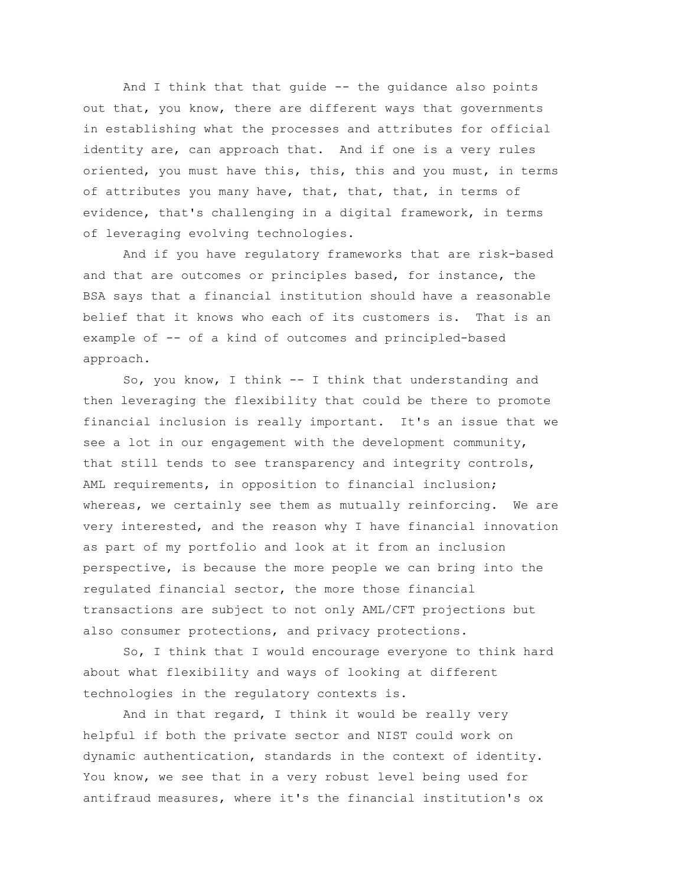And I think that that guide -- the guidance also points out that, you know, there are different ways that governments in establishing what the processes and attributes for official identity are, can approach that. And if one is a very rules oriented, you must have this, this, this and you must, in terms of attributes you many have, that, that, that, in terms of evidence, that's challenging in a digital framework, in terms of leveraging evolving technologies.

And if you have regulatory frameworks that are risk-based and that are outcomes or principles based, for instance, the BSA says that a financial institution should have a reasonable belief that it knows who each of its customers is. That is an example of -- of a kind of outcomes and principled-based approach.

So, you know, I think -- I think that understanding and then leveraging the flexibility that could be there to promote financial inclusion is really important. It's an issue that we see a lot in our engagement with the development community, that still tends to see transparency and integrity controls, AML requirements, in opposition to financial inclusion; whereas, we certainly see them as mutually reinforcing. We are very interested, and the reason why I have financial innovation as part of my portfolio and look at it from an inclusion perspective, is because the more people we can bring into the regulated financial sector, the more those financial transactions are subject to not only AML/CFT projections but also consumer protections, and privacy protections.

So, I think that I would encourage everyone to think hard about what flexibility and ways of looking at different technologies in the regulatory contexts is.

And in that regard, I think it would be really very helpful if both the private sector and NIST could work on dynamic authentication, standards in the context of identity. You know, we see that in a very robust level being used for antifraud measures, where it's the financial institution's ox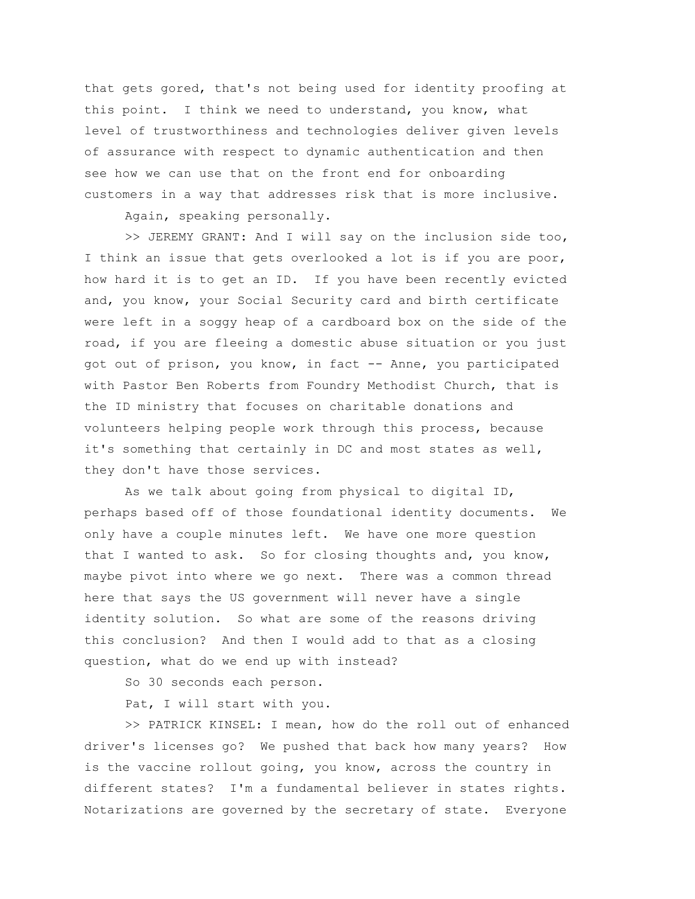that gets gored, that's not being used for identity proofing at this point. I think we need to understand, you know, what level of trustworthiness and technologies deliver given levels of assurance with respect to dynamic authentication and then see how we can use that on the front end for onboarding customers in a way that addresses risk that is more inclusive.

Again, speaking personally.

>> JEREMY GRANT: And I will say on the inclusion side too, I think an issue that gets overlooked a lot is if you are poor, how hard it is to get an ID. If you have been recently evicted and, you know, your Social Security card and birth certificate were left in a soggy heap of a cardboard box on the side of the road, if you are fleeing a domestic abuse situation or you just got out of prison, you know, in fact -- Anne, you participated with Pastor Ben Roberts from Foundry Methodist Church, that is the ID ministry that focuses on charitable donations and volunteers helping people work through this process, because it's something that certainly in DC and most states as well, they don't have those services.

As we talk about going from physical to digital ID, perhaps based off of those foundational identity documents. We only have a couple minutes left. We have one more question that I wanted to ask. So for closing thoughts and, you know, maybe pivot into where we go next. There was a common thread here that says the US government will never have a single identity solution. So what are some of the reasons driving this conclusion? And then I would add to that as a closing question, what do we end up with instead?

So 30 seconds each person.

Pat, I will start with you.

>> PATRICK KINSEL: I mean, how do the roll out of enhanced driver's licenses go? We pushed that back how many years? How is the vaccine rollout going, you know, across the country in different states? I'm a fundamental believer in states rights. Notarizations are governed by the secretary of state. Everyone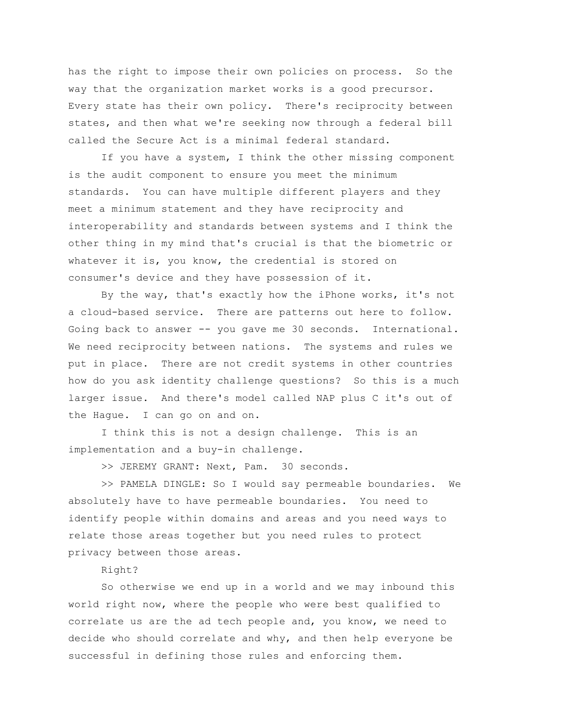has the right to impose their own policies on process. So the way that the organization market works is a good precursor. Every state has their own policy. There's reciprocity between states, and then what we're seeking now through a federal bill called the Secure Act is a minimal federal standard.

If you have a system, I think the other missing component is the audit component to ensure you meet the minimum standards. You can have multiple different players and they meet a minimum statement and they have reciprocity and interoperability and standards between systems and I think the other thing in my mind that's crucial is that the biometric or whatever it is, you know, the credential is stored on consumer's device and they have possession of it.

By the way, that's exactly how the iPhone works, it's not a cloud-based service. There are patterns out here to follow. Going back to answer -- you gave me 30 seconds. International. We need reciprocity between nations. The systems and rules we put in place. There are not credit systems in other countries how do you ask identity challenge questions? So this is a much larger issue. And there's model called NAP plus C it's out of the Hague. I can go on and on.

I think this is not a design challenge. This is an implementation and a buy-in challenge.

>> JEREMY GRANT: Next, Pam. 30 seconds.

>> PAMELA DINGLE: So I would say permeable boundaries. We absolutely have to have permeable boundaries. You need to identify people within domains and areas and you need ways to relate those areas together but you need rules to protect privacy between those areas.

Right?

So otherwise we end up in a world and we may inbound this world right now, where the people who were best qualified to correlate us are the ad tech people and, you know, we need to decide who should correlate and why, and then help everyone be successful in defining those rules and enforcing them.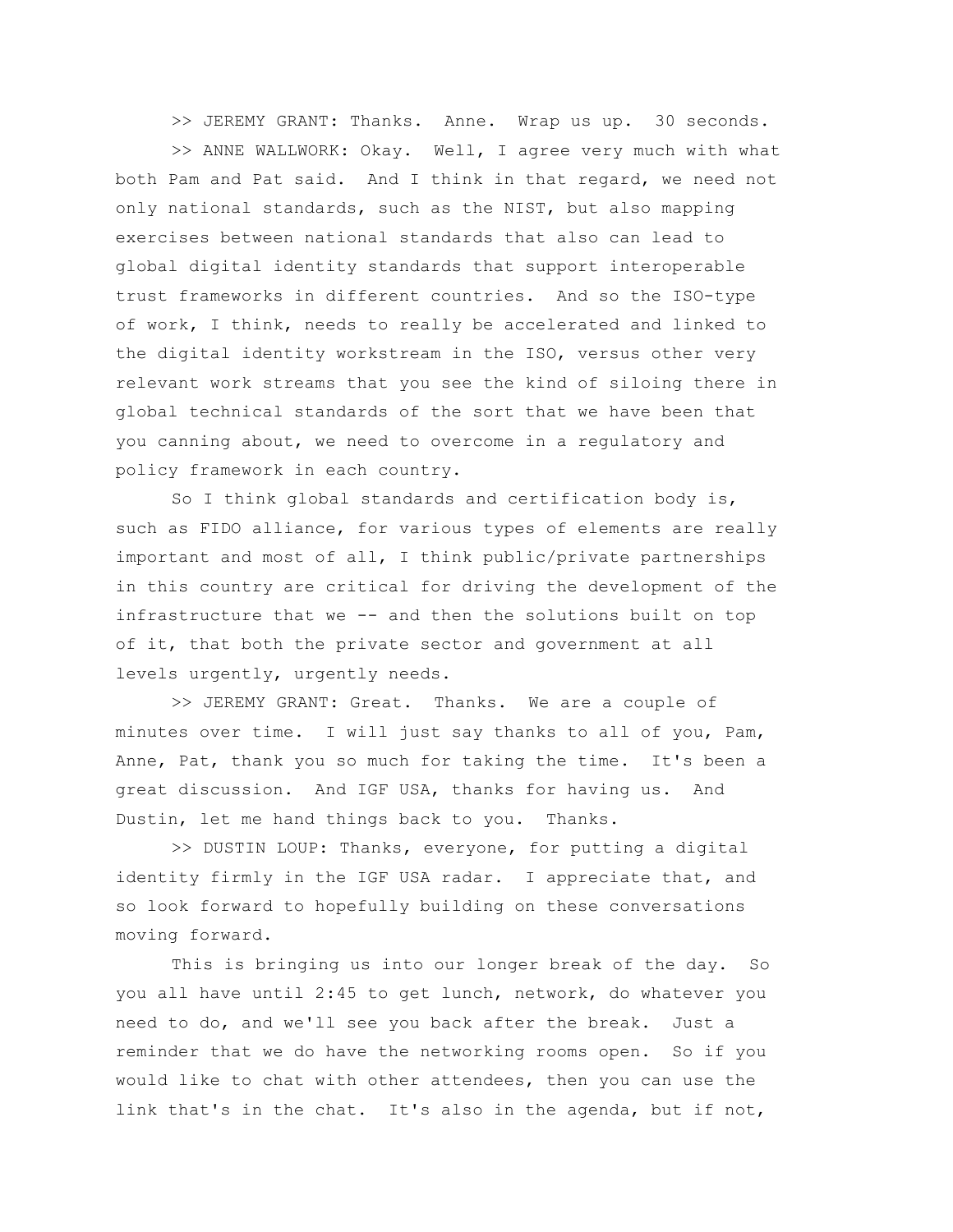>> JEREMY GRANT: Thanks. Anne. Wrap us up. 30 seconds.

>> ANNE WALLWORK: Okay. Well, I agree very much with what both Pam and Pat said. And I think in that regard, we need not only national standards, such as the NIST, but also mapping exercises between national standards that also can lead to global digital identity standards that support interoperable trust frameworks in different countries. And so the ISO-type of work, I think, needs to really be accelerated and linked to the digital identity workstream in the ISO, versus other very relevant work streams that you see the kind of siloing there in global technical standards of the sort that we have been that you canning about, we need to overcome in a regulatory and policy framework in each country.

So I think global standards and certification body is, such as FIDO alliance, for various types of elements are really important and most of all, I think public/private partnerships in this country are critical for driving the development of the infrastructure that we -- and then the solutions built on top of it, that both the private sector and government at all levels urgently, urgently needs.

>> JEREMY GRANT: Great. Thanks. We are a couple of minutes over time. I will just say thanks to all of you, Pam, Anne, Pat, thank you so much for taking the time. It's been a great discussion. And IGF USA, thanks for having us. And Dustin, let me hand things back to you. Thanks.

>> DUSTIN LOUP: Thanks, everyone, for putting a digital identity firmly in the IGF USA radar. I appreciate that, and so look forward to hopefully building on these conversations moving forward.

This is bringing us into our longer break of the day. So you all have until 2:45 to get lunch, network, do whatever you need to do, and we'll see you back after the break. Just a reminder that we do have the networking rooms open. So if you would like to chat with other attendees, then you can use the link that's in the chat. It's also in the agenda, but if not,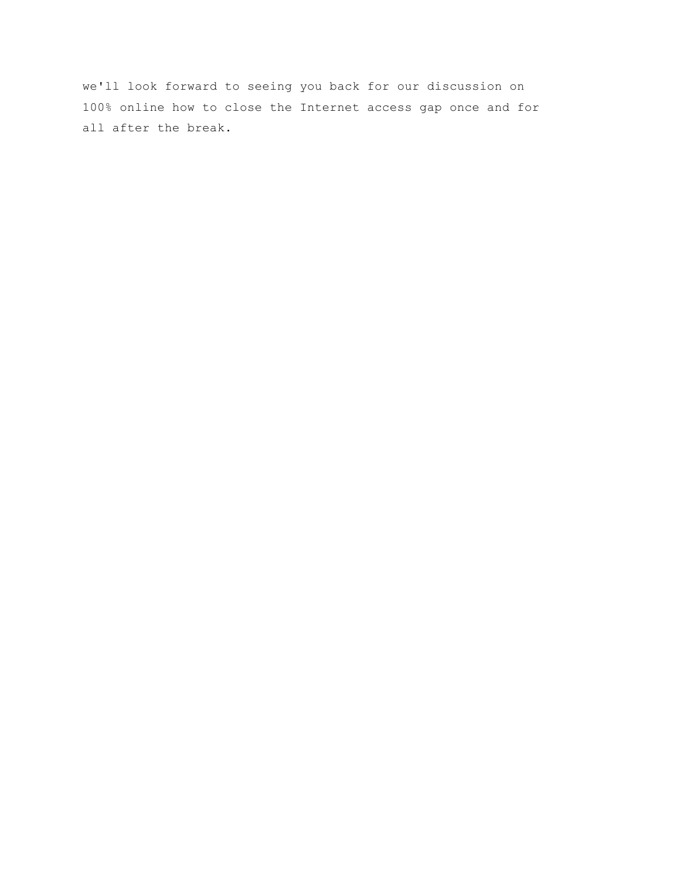we'll look forward to seeing you back for our discussion on 100% online how to close the Internet access gap once and for all after the break.